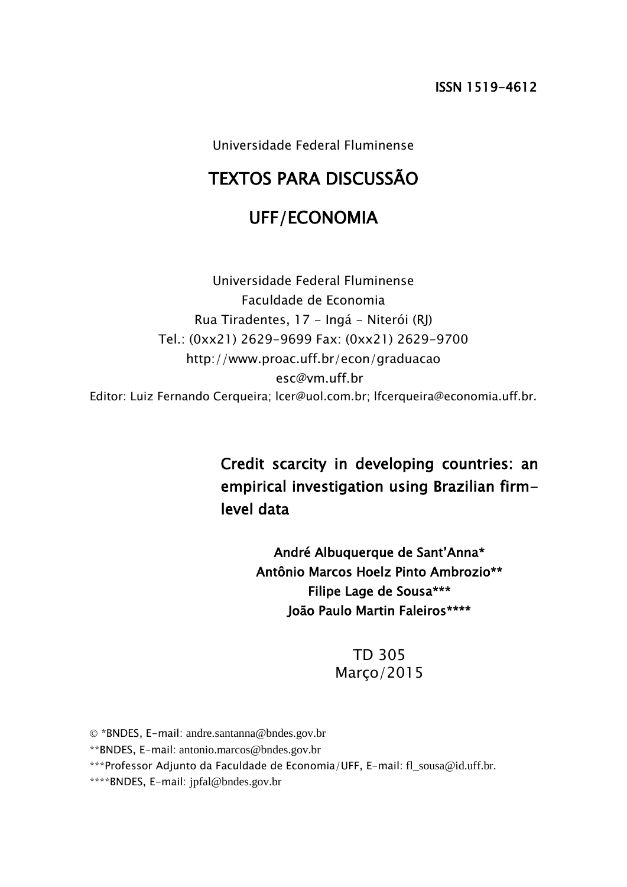ISSN 1519-4612

Universidade Federal Fluminense

# TEXTOS PARA DISCUSSÃO

# UFF/ECONOMIA

Universidade Federal Fluminense
Faculdade de Economia
Rua Tiradentes, 17 - Ingá - Niterói (RJ)
Tel.: (0xx21) 2629-9699 Fax: (0xx21) 2629-9700
http://www.proac.uff.br/econ/graduacao
esc@vm.uff.br
Editor: Luiz Fernando Cerqueira; lcer@uol.com.br; lfcerqueira@economia.uff.br.

## Credit scarcity in developing countries: an empirical investigation using Brazilian firm-level data

**André Albuquerque de Sant'Anna***
**Antônio Marcos Hoelz Pinto Ambrozio****
**Filipe Lage de Sousa*****
**João Paulo Martin Faleiros******

TD 305
Março/2015

© *BNDES, E-mail: andre.santanna@bndes.gov.br

**BNDES, E-mail: antonio.marcos@bndes.gov.br

***Professor Adjunto da Faculdade de Economia/UFF, E-mail: fl_sousa@id.uff.br.

****BNDES, E-mail: jpfal@bndes.gov.br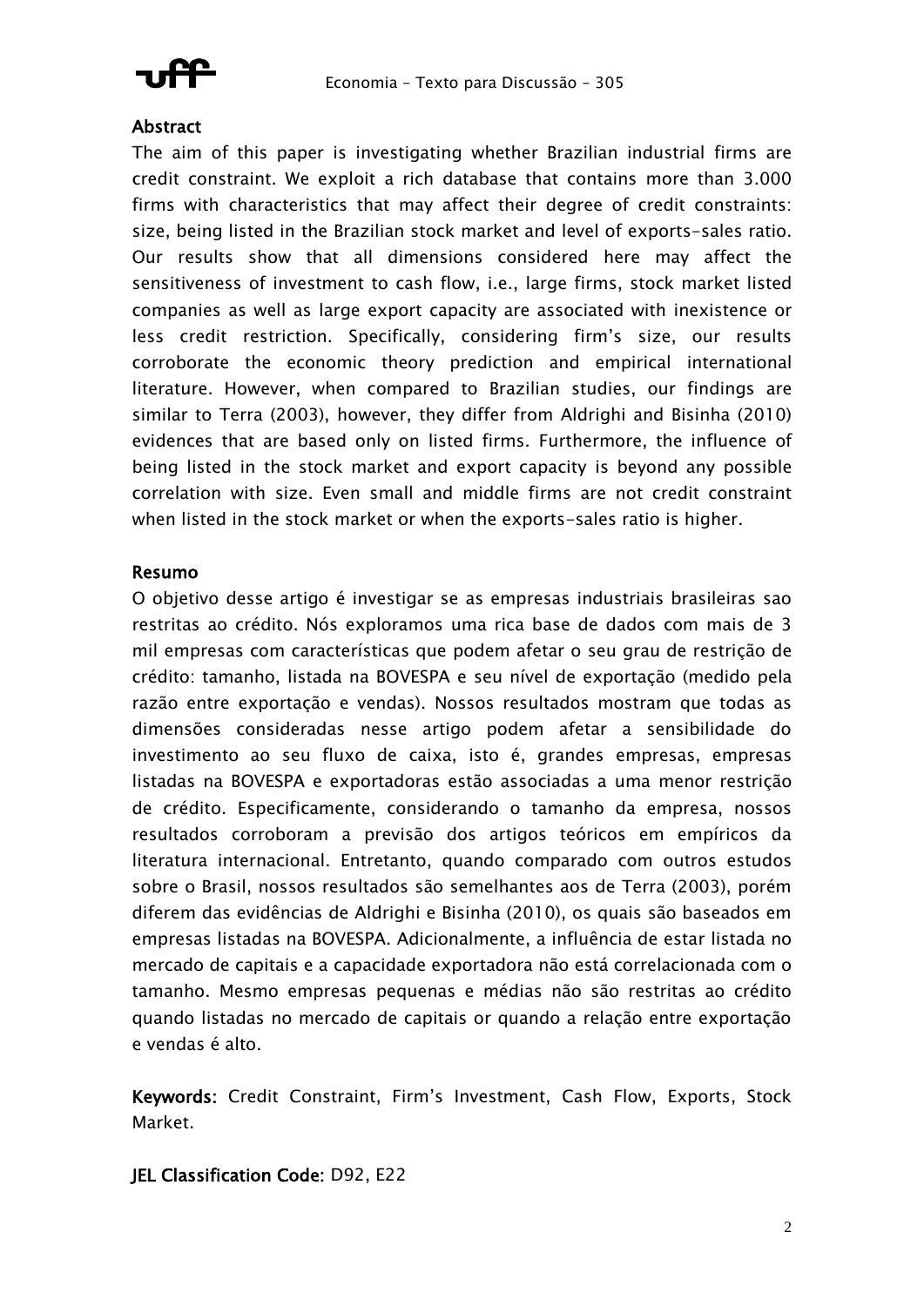## Abstract

The aim of this paper is investigating whether Brazilian industrial firms are credit constraint. We exploit a rich database that contains more than 3.000 firms with characteristics that may affect their degree of credit constraints: size, being listed in the Brazilian stock market and level of exports-sales ratio. Our results show that all dimensions considered here may affect the sensitiveness of investment to cash flow, i.e., large firms, stock market listed companies as well as large export capacity are associated with inexistence or less credit restriction. Specifically, considering firm's size, our results corroborate the economic theory prediction and empirical international literature. However, when compared to Brazilian studies, our findings are similar to Terra (2003), however, they differ from Aldrighi and Bisinha (2010) evidences that are based only on listed firms. Furthermore, the influence of being listed in the stock market and export capacity is beyond any possible correlation with size. Even small and middle firms are not credit constraint when listed in the stock market or when the exports-sales ratio is higher.

## Resumo

O objetivo desse artigo é investigar se as empresas industriais brasileiras sao restritas ao crédito. Nós exploramos uma rica base de dados com mais de 3 mil empresas com características que podem afetar o seu grau de restrição de crédito: tamanho, listada na BOVESPA e seu nível de exportação (medido pela razão entre exportação e vendas). Nossos resultados mostram que todas as dimensões consideradas nesse artigo podem afetar a sensibilidade do investimento ao seu fluxo de caixa, isto é, grandes empresas, empresas listadas na BOVESPA e exportadoras estão associadas a uma menor restrição de crédito. Especificamente, considerando o tamanho da empresa, nossos resultados corroboram a previsão dos artigos teóricos em empíricos da literatura internacional. Entretanto, quando comparado com outros estudos sobre o Brasil, nossos resultados são semelhantes aos de Terra (2003), porém diferem das evidências de Aldrighi e Bisinha (2010), os quais são baseados em empresas listadas na BOVESPA. Adicionalmente, a influência de estar listada no mercado de capitais e a capacidade exportadora não está correlacionada com o tamanho. Mesmo empresas pequenas e médias não são restritas ao crédito quando listadas no mercado de capitais or quando a relação entre exportação e vendas é alto.

**Keywords:** Credit Constraint, Firm's Investment, Cash Flow, Exports, Stock Market.

**JEL Classification Code:** D92, E22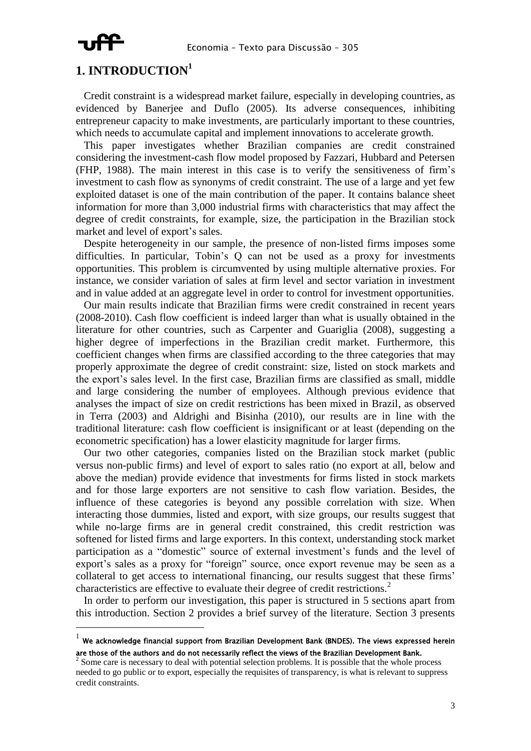# 1. INTRODUCTION[1]

Credit constraint is a widespread market failure, especially in developing countries, as evidenced by Banerjee and Duflo (2005). Its adverse consequences, inhibiting entrepreneur capacity to make investments, are particularly important to these countries, which needs to accumulate capital and implement innovations to accelerate growth.

This paper investigates whether Brazilian companies are credit constrained considering the investment-cash flow model proposed by Fazzari, Hubbard and Petersen (FHP, 1988). The main interest in this case is to verify the sensitiveness of firm's investment to cash flow as synonyms of credit constraint. The use of a large and yet few exploited dataset is one of the main contribution of the paper. It contains balance sheet information for more than 3,000 industrial firms with characteristics that may affect the degree of credit constraints, for example, size, the participation in the Brazilian stock market and level of export's sales.

Despite heterogeneity in our sample, the presence of non-listed firms imposes some difficulties. In particular, Tobin's Q can not be used as a proxy for investments opportunities. This problem is circumvented by using multiple alternative proxies. For instance, we consider variation of sales at firm level and sector variation in investment and in value added at an aggregate level in order to control for investment opportunities.

Our main results indicate that Brazilian firms were credit constrained in recent years (2008-2010). Cash flow coefficient is indeed larger than what is usually obtained in the literature for other countries, such as Carpenter and Guariglia (2008), suggesting a higher degree of imperfections in the Brazilian credit market. Furthermore, this coefficient changes when firms are classified according to the three categories that may properly approximate the degree of credit constraint: size, listed on stock markets and the export's sales level. In the first case, Brazilian firms are classified as small, middle and large considering the number of employees. Although previous evidence that analyses the impact of size on credit restrictions has been mixed in Brazil, as observed in Terra (2003) and Aldrighi and Bisinha (2010), our results are in line with the traditional literature: cash flow coefficient is insignificant or at least (depending on the econometric specification) has a lower elasticity magnitude for larger firms.

Our two other categories, companies listed on the Brazilian stock market (public versus non-public firms) and level of export to sales ratio (no export at all, below and above the median) provide evidence that investments for firms listed in stock markets and for those large exporters are not sensitive to cash flow variation. Besides, the influence of these categories is beyond any possible correlation with size. When interacting those dummies, listed and export, with size groups, our results suggest that while no-large firms are in general credit constrained, this credit restriction was softened for listed firms and large exporters. In this context, understanding stock market participation as a "domestic" source of external investment's funds and the level of export's sales as a proxy for "foreign" source, once export revenue may be seen as a collateral to get access to international financing, our results suggest that these firms' characteristics are effective to evaluate their degree of credit restrictions.[2]

In order to perform our investigation, this paper is structured in 5 sections apart from this introduction. Section 2 provides a brief survey of the literature. Section 3 presents

---

[1] **We acknowledge financial support from Brazilian Development Bank (BNDES). The views expressed herein are those of the authors and do not necessarily reflect the views of the Brazilian Development Bank.**

[2] Some care is necessary to deal with potential selection problems. It is possible that the whole process needed to go public or to export, especially the requisites of transparency, is what is relevant to suppress credit constraints.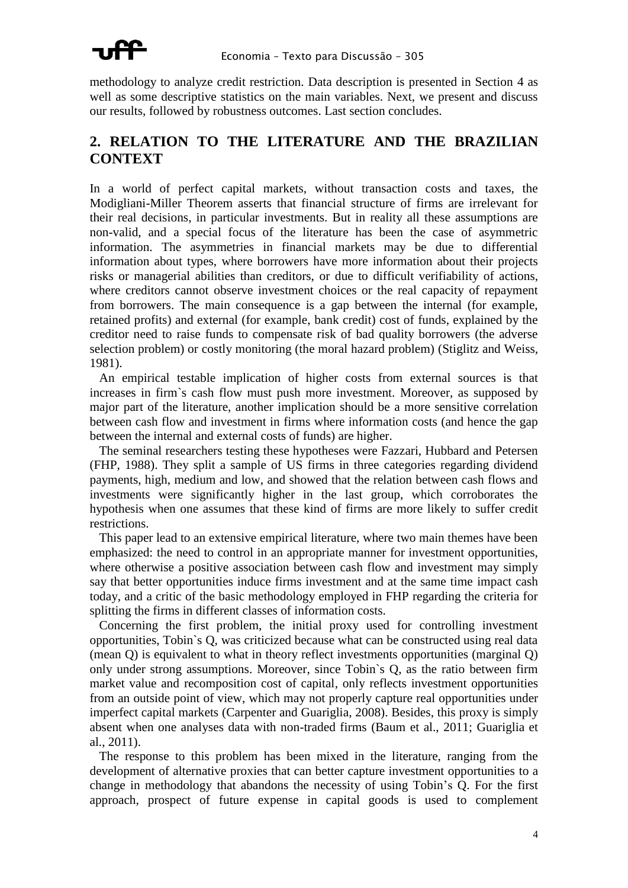methodology to analyze credit restriction. Data description is presented in Section 4 as well as some descriptive statistics on the main variables. Next, we present and discuss our results, followed by robustness outcomes. Last section concludes.

## 2. RELATION TO THE LITERATURE AND THE BRAZILIAN CONTEXT

In a world of perfect capital markets, without transaction costs and taxes, the Modigliani-Miller Theorem asserts that financial structure of firms are irrelevant for their real decisions, in particular investments. But in reality all these assumptions are non-valid, and a special focus of the literature has been the case of asymmetric information. The asymmetries in financial markets may be due to differential information about types, where borrowers have more information about their projects risks or managerial abilities than creditors, or due to difficult verifiability of actions, where creditors cannot observe investment choices or the real capacity of repayment from borrowers. The main consequence is a gap between the internal (for example, retained profits) and external (for example, bank credit) cost of funds, explained by the creditor need to raise funds to compensate risk of bad quality borrowers (the adverse selection problem) or costly monitoring (the moral hazard problem) (Stiglitz and Weiss, 1981).

An empirical testable implication of higher costs from external sources is that increases in firm`s cash flow must push more investment. Moreover, as supposed by major part of the literature, another implication should be a more sensitive correlation between cash flow and investment in firms where information costs (and hence the gap between the internal and external costs of funds) are higher.

The seminal researchers testing these hypotheses were Fazzari, Hubbard and Petersen (FHP, 1988). They split a sample of US firms in three categories regarding dividend payments, high, medium and low, and showed that the relation between cash flows and investments were significantly higher in the last group, which corroborates the hypothesis when one assumes that these kind of firms are more likely to suffer credit restrictions.

This paper lead to an extensive empirical literature, where two main themes have been emphasized: the need to control in an appropriate manner for investment opportunities, where otherwise a positive association between cash flow and investment may simply say that better opportunities induce firms investment and at the same time impact cash today, and a critic of the basic methodology employed in FHP regarding the criteria for splitting the firms in different classes of information costs.

Concerning the first problem, the initial proxy used for controlling investment opportunities, Tobin`s Q, was criticized because what can be constructed using real data (mean Q) is equivalent to what in theory reflect investments opportunities (marginal Q) only under strong assumptions. Moreover, since Tobin`s Q, as the ratio between firm market value and recomposition cost of capital, only reflects investment opportunities from an outside point of view, which may not properly capture real opportunities under imperfect capital markets (Carpenter and Guariglia, 2008). Besides, this proxy is simply absent when one analyses data with non-traded firms (Baum et al., 2011; Guariglia et al., 2011).

The response to this problem has been mixed in the literature, ranging from the development of alternative proxies that can better capture investment opportunities to a change in methodology that abandons the necessity of using Tobin's Q. For the first approach, prospect of future expense in capital goods is used to complement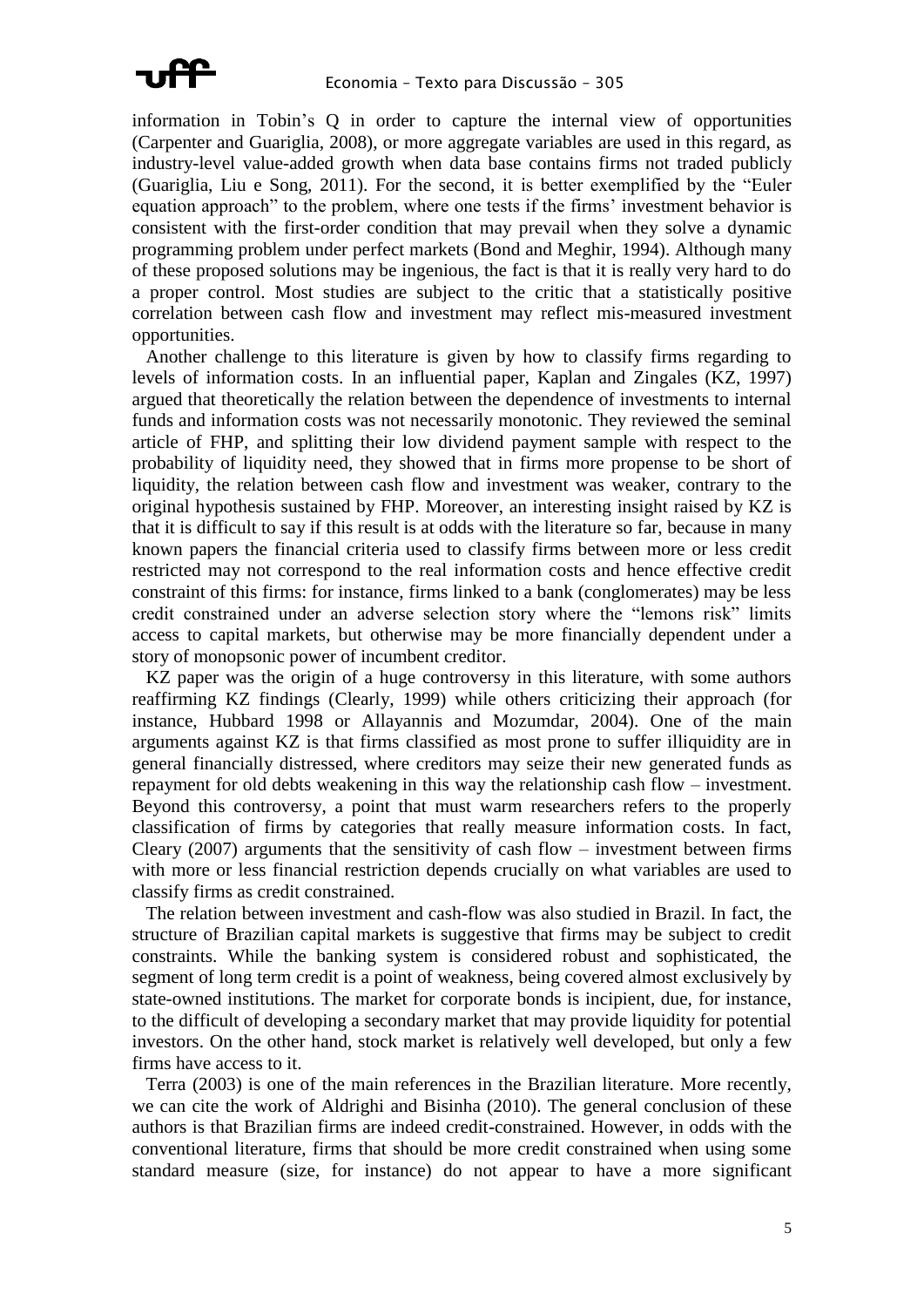information in Tobin's Q in order to capture the internal view of opportunities (Carpenter and Guariglia, 2008), or more aggregate variables are used in this regard, as industry-level value-added growth when data base contains firms not traded publicly (Guariglia, Liu e Song, 2011). For the second, it is better exemplified by the "Euler equation approach" to the problem, where one tests if the firms' investment behavior is consistent with the first-order condition that may prevail when they solve a dynamic programming problem under perfect markets (Bond and Meghir, 1994). Although many of these proposed solutions may be ingenious, the fact is that it is really very hard to do a proper control. Most studies are subject to the critic that a statistically positive correlation between cash flow and investment may reflect mis-measured investment opportunities.

Another challenge to this literature is given by how to classify firms regarding to levels of information costs. In an influential paper, Kaplan and Zingales (KZ, 1997) argued that theoretically the relation between the dependence of investments to internal funds and information costs was not necessarily monotonic. They reviewed the seminal article of FHP, and splitting their low dividend payment sample with respect to the probability of liquidity need, they showed that in firms more propense to be short of liquidity, the relation between cash flow and investment was weaker, contrary to the original hypothesis sustained by FHP. Moreover, an interesting insight raised by KZ is that it is difficult to say if this result is at odds with the literature so far, because in many known papers the financial criteria used to classify firms between more or less credit restricted may not correspond to the real information costs and hence effective credit constraint of this firms: for instance, firms linked to a bank (conglomerates) may be less credit constrained under an adverse selection story where the "lemons risk" limits access to capital markets, but otherwise may be more financially dependent under a story of monopsonic power of incumbent creditor.

KZ paper was the origin of a huge controversy in this literature, with some authors reaffirming KZ findings (Clearly, 1999) while others criticizing their approach (for instance, Hubbard 1998 or Allayannis and Mozumdar, 2004). One of the main arguments against KZ is that firms classified as most prone to suffer illiquidity are in general financially distressed, where creditors may seize their new generated funds as repayment for old debts weakening in this way the relationship cash flow – investment. Beyond this controversy, a point that must warm researchers refers to the properly classification of firms by categories that really measure information costs. In fact, Cleary (2007) arguments that the sensitivity of cash flow – investment between firms with more or less financial restriction depends crucially on what variables are used to classify firms as credit constrained.

The relation between investment and cash-flow was also studied in Brazil. In fact, the structure of Brazilian capital markets is suggestive that firms may be subject to credit constraints. While the banking system is considered robust and sophisticated, the segment of long term credit is a point of weakness, being covered almost exclusively by state-owned institutions. The market for corporate bonds is incipient, due, for instance, to the difficult of developing a secondary market that may provide liquidity for potential investors. On the other hand, stock market is relatively well developed, but only a few firms have access to it.

Terra (2003) is one of the main references in the Brazilian literature. More recently, we can cite the work of Aldrighi and Bisinha (2010). The general conclusion of these authors is that Brazilian firms are indeed credit-constrained. However, in odds with the conventional literature, firms that should be more credit constrained when using some standard measure (size, for instance) do not appear to have a more significant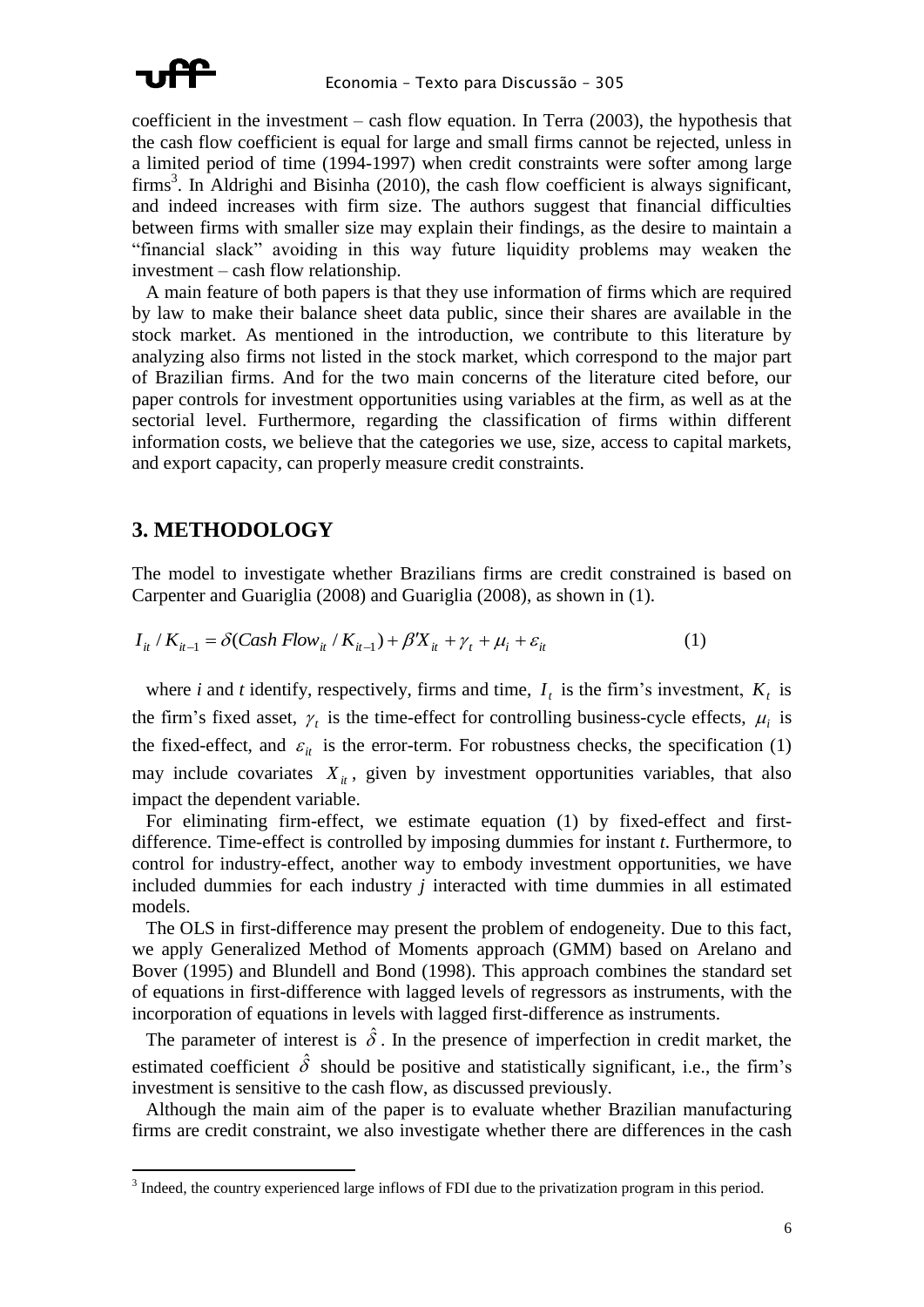coefficient in the investment – cash flow equation. In Terra (2003), the hypothesis that the cash flow coefficient is equal for large and small firms cannot be rejected, unless in a limited period of time (1994-1997) when credit constraints were softer among large firms[3]. In Aldrighi and Bisinha (2010), the cash flow coefficient is always significant, and indeed increases with firm size. The authors suggest that financial difficulties between firms with smaller size may explain their findings, as the desire to maintain a "financial slack" avoiding in this way future liquidity problems may weaken the investment – cash flow relationship.

A main feature of both papers is that they use information of firms which are required by law to make their balance sheet data public, since their shares are available in the stock market. As mentioned in the introduction, we contribute to this literature by analyzing also firms not listed in the stock market, which correspond to the major part of Brazilian firms. And for the two main concerns of the literature cited before, our paper controls for investment opportunities using variables at the firm, as well as at the sectorial level. Furthermore, regarding the classification of firms within different information costs, we believe that the categories we use, size, access to capital markets, and export capacity, can properly measure credit constraints.

## 3. METHODOLOGY

The model to investigate whether Brazilians firms are credit constrained is based on Carpenter and Guariglia (2008) and Guariglia (2008), as shown in (1).

$$I_{it} / K_{it-1} = \delta(Cash\ Flow_{it} / K_{it-1}) + \beta' X_{it} + \gamma_t + \mu_i + \varepsilon_{it} \qquad (1)$$

where *i* and *t* identify, respectively, firms and time, $I_t$ is the firm's investment, $K_t$ is the firm's fixed asset, $\gamma_t$ is the time-effect for controlling business-cycle effects, $\mu_i$ is the fixed-effect, and $\varepsilon_{it}$ is the error-term. For robustness checks, the specification (1) may include covariates $X_{it}$, given by investment opportunities variables, that also impact the dependent variable.

For eliminating firm-effect, we estimate equation (1) by fixed-effect and first-difference. Time-effect is controlled by imposing dummies for instant *t*. Furthermore, to control for industry-effect, another way to embody investment opportunities, we have included dummies for each industry *j* interacted with time dummies in all estimated models.

The OLS in first-difference may present the problem of endogeneity. Due to this fact, we apply Generalized Method of Moments approach (GMM) based on Arelano and Bover (1995) and Blundell and Bond (1998). This approach combines the standard set of equations in first-difference with lagged levels of regressors as instruments, with the incorporation of equations in levels with lagged first-difference as instruments.

The parameter of interest is $\hat{\delta}$. In the presence of imperfection in credit market, the estimated coefficient $\hat{\delta}$ should be positive and statistically significant, i.e., the firm's investment is sensitive to the cash flow, as discussed previously.

Although the main aim of the paper is to evaluate whether Brazilian manufacturing firms are credit constraint, we also investigate whether there are differences in the cash

[3] Indeed, the country experienced large inflows of FDI due to the privatization program in this period.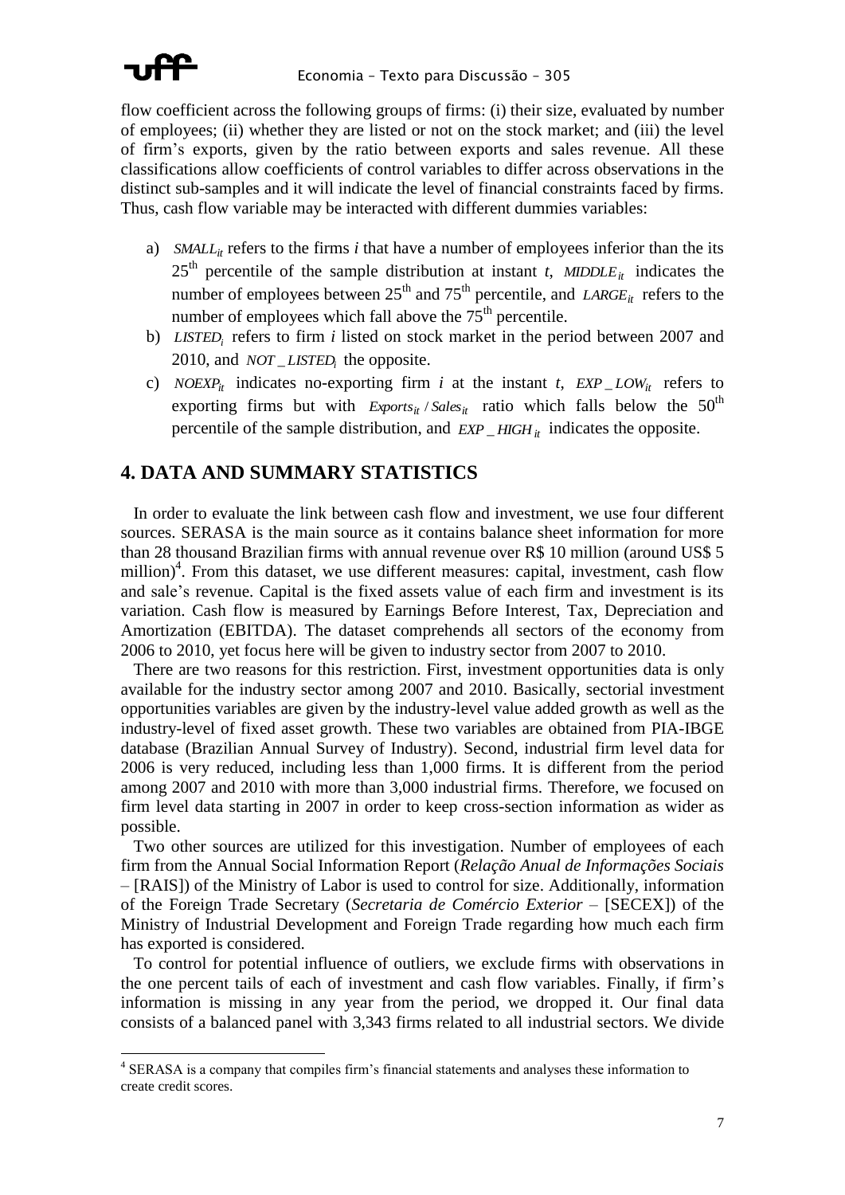flow coefficient across the following groups of firms: (i) their size, evaluated by number of employees; (ii) whether they are listed or not on the stock market; and (iii) the level of firm's exports, given by the ratio between exports and sales revenue. All these classifications allow coefficients of control variables to differ across observations in the distinct sub-samples and it will indicate the level of financial constraints faced by firms. Thus, cash flow variable may be interacted with different dummies variables:

a) $SMALL_{it}$ refers to the firms *i* that have a number of employees inferior than the its 25[th] percentile of the sample distribution at instant *t*, $MIDDLE_{it}$ indicates the number of employees between 25[th] and 75[th] percentile, and $LARGE_{it}$ refers to the number of employees which fall above the 75[th] percentile.
b) $LISTED_i$ refers to firm *i* listed on stock market in the period between 2007 and 2010, and $NOT\_LISTED_i$ the opposite.
c) $NOEXP_{it}$ indicates no-exporting firm *i* at the instant *t*, $EXP\_LOW_{it}$ refers to exporting firms but with $Exports_{it} / Sales_{it}$ ratio which falls below the 50[th] percentile of the sample distribution, and $EXP\_HIGH_{it}$ indicates the opposite.

## 4. DATA AND SUMMARY STATISTICS

In order to evaluate the link between cash flow and investment, we use four different sources. SERASA is the main source as it contains balance sheet information for more than 28 thousand Brazilian firms with annual revenue over R$ 10 million (around US$ 5 million)[4]. From this dataset, we use different measures: capital, investment, cash flow and sale's revenue. Capital is the fixed assets value of each firm and investment is its variation. Cash flow is measured by Earnings Before Interest, Tax, Depreciation and Amortization (EBITDA). The dataset comprehends all sectors of the economy from 2006 to 2010, yet focus here will be given to industry sector from 2007 to 2010.

There are two reasons for this restriction. First, investment opportunities data is only available for the industry sector among 2007 and 2010. Basically, sectorial investment opportunities variables are given by the industry-level value added growth as well as the industry-level of fixed asset growth. These two variables are obtained from PIA-IBGE database (Brazilian Annual Survey of Industry). Second, industrial firm level data for 2006 is very reduced, including less than 1,000 firms. It is different from the period among 2007 and 2010 with more than 3,000 industrial firms. Therefore, we focused on firm level data starting in 2007 in order to keep cross-section information as wider as possible.

Two other sources are utilized for this investigation. Number of employees of each firm from the Annual Social Information Report (*Relação Anual de Informações Sociais* – [RAIS]) of the Ministry of Labor is used to control for size. Additionally, information of the Foreign Trade Secretary (*Secretaria de Comércio Exterior* – [SECEX]) of the Ministry of Industrial Development and Foreign Trade regarding how much each firm has exported is considered.

To control for potential influence of outliers, we exclude firms with observations in the one percent tails of each of investment and cash flow variables. Finally, if firm's information is missing in any year from the period, we dropped it. Our final data consists of a balanced panel with 3,343 firms related to all industrial sectors. We divide

[4] SERASA is a company that compiles firm's financial statements and analyses these information to create credit scores.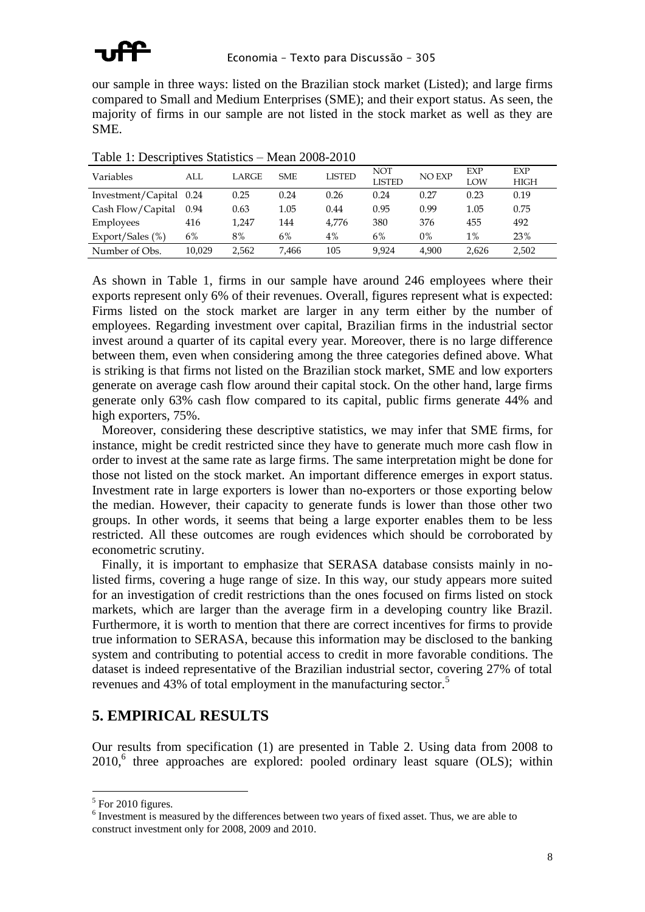our sample in three ways: listed on the Brazilian stock market (Listed); and large firms compared to Small and Medium Enterprises (SME); and their export status. As seen, the majority of firms in our sample are not listed in the stock market as well as they are SME.

Table 1: Descriptives Statistics – Mean 2008-2010

| Variables | ALL | LARGE | SME | LISTED | NOT LISTED | NO EXP | EXP LOW | EXP HIGH |
|---|---|---|---|---|---|---|---|---|
| Investment/Capital | 0.24 | 0.25 | 0.24 | 0.26 | 0.24 | 0.27 | 0.23 | 0.19 |
| Cash Flow/Capital | 0.94 | 0.63 | 1.05 | 0.44 | 0.95 | 0.99 | 1.05 | 0.75 |
| Employees | 416 | 1,247 | 144 | 4,776 | 380 | 376 | 455 | 492 |
| Export/Sales (%) | 6% | 8% | 6% | 4% | 6% | 0% | 1% | 23% |
| Number of Obs. | 10,029 | 2,562 | 7,466 | 105 | 9,924 | 4,900 | 2,626 | 2,502 |

As shown in Table 1, firms in our sample have around 246 employees where their exports represent only 6% of their revenues. Overall, figures represent what is expected: Firms listed on the stock market are larger in any term either by the number of employees. Regarding investment over capital, Brazilian firms in the industrial sector invest around a quarter of its capital every year. Moreover, there is no large difference between them, even when considering among the three categories defined above. What is striking is that firms not listed on the Brazilian stock market, SME and low exporters generate on average cash flow around their capital stock. On the other hand, large firms generate only 63% cash flow compared to its capital, public firms generate 44% and high exporters, 75%.

Moreover, considering these descriptive statistics, we may infer that SME firms, for instance, might be credit restricted since they have to generate much more cash flow in order to invest at the same rate as large firms. The same interpretation might be done for those not listed on the stock market. An important difference emerges in export status. Investment rate in large exporters is lower than no-exporters or those exporting below the median. However, their capacity to generate funds is lower than those other two groups. In other words, it seems that being a large exporter enables them to be less restricted. All these outcomes are rough evidences which should be corroborated by econometric scrutiny.

Finally, it is important to emphasize that SERASA database consists mainly in no-listed firms, covering a huge range of size. In this way, our study appears more suited for an investigation of credit restrictions than the ones focused on firms listed on stock markets, which are larger than the average firm in a developing country like Brazil. Furthermore, it is worth to mention that there are correct incentives for firms to provide true information to SERASA, because this information may be disclosed to the banking system and contributing to potential access to credit in more favorable conditions. The dataset is indeed representative of the Brazilian industrial sector, covering 27% of total revenues and 43% of total employment in the manufacturing sector.[5]

## 5. EMPIRICAL RESULTS

Our results from specification (1) are presented in Table 2. Using data from 2008 to 2010,[6] three approaches are explored: pooled ordinary least square (OLS); within

[5] For 2010 figures.

[6] Investment is measured by the differences between two years of fixed asset. Thus, we are able to construct investment only for 2008, 2009 and 2010.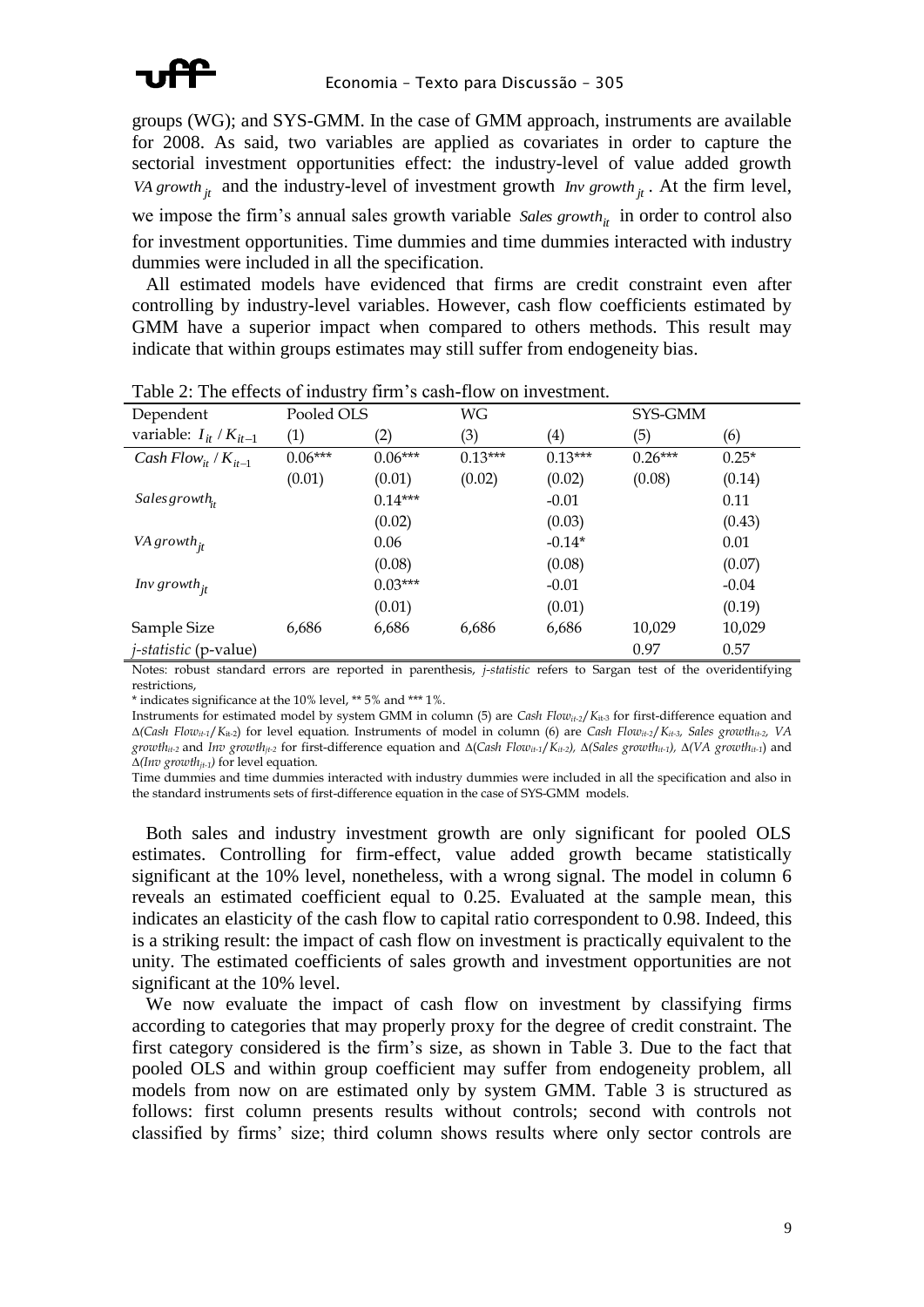groups (WG); and SYS-GMM. In the case of GMM approach, instruments are available for 2008. As said, two variables are applied as covariates in order to capture the sectorial investment opportunities effect: the industry-level of value added growth $VA\,growth_{jt}$ and the industry-level of investment growth $Inv\,growth_{jt}$. At the firm level, we impose the firm's annual sales growth variable $Sales\,growth_{it}$ in order to control also for investment opportunities. Time dummies and time dummies interacted with industry dummies were included in all the specification.

All estimated models have evidenced that firms are credit constraint even after controlling by industry-level variables. However, cash flow coefficients estimated by GMM have a superior impact when compared to others methods. This result may indicate that within groups estimates may still suffer from endogeneity bias.

Table 2: The effects of industry firm's cash-flow on investment.

| Dependent variable: $I_{it} / K_{it-1}$ | Pooled OLS (1) | (2) | WG (3) | (4) | SYS-GMM (5) | (6) |
|---|---|---|---|---|---|---|
| $Cash\,Flow_{it} / K_{it-1}$ | 0.06*** | 0.06*** | 0.13*** | 0.13*** | 0.26*** | 0.25* |
| | (0.01) | (0.01) | (0.02) | (0.02) | (0.08) | (0.14) |
| $Sales\,growth_{it}$ | | 0.14*** | | -0.01 | | 0.11 |
| | | (0.02) | | (0.03) | | (0.43) |
| $VA\,growth_{jt}$ | | 0.06 | | -0.14* | | 0.01 |
| | | (0.08) | | (0.08) | | (0.07) |
| $Inv\,growth_{jt}$ | | 0.03*** | | -0.01 | | -0.04 |
| | | (0.01) | | (0.01) | | (0.19) |
| Sample Size | 6,686 | 6,686 | 6,686 | 6,686 | 10,029 | 10,029 |
| *j-statistic* (p-value) | | | | | 0.97 | 0.57 |

Notes: robust standard errors are reported in parenthesis, *j-statistic* refers to Sargan test of the overidentifying restrictions,

\* indicates significance at the 10% level, ** 5% and *** 1%.

Instruments for estimated model by system GMM in column (5) are $Cash\,Flow_{it-2}/K_{it-3}$ for first-difference equation and $\Delta(Cash\,Flow_{it-1}/K_{it-2})$ for level equation. Instruments of model in column (6) are $Cash\,Flow_{it-2}/K_{it-3}$, $Sales\,growth_{it-2}$, $VA\,growth_{it-2}$ and $Inv\,growth_{jt-2}$ for first-difference equation and $\Delta(Cash\,Flow_{it-1}/K_{it-2})$, $\Delta(Sales\,growth_{it-1})$, $\Delta(VA\,growth_{it-1})$ and $\Delta(Inv\,growth_{jt-1})$ for level equation.

Time dummies and time dummies interacted with industry dummies were included in all the specification and also in the standard instruments sets of first-difference equation in the case of SYS-GMM models.

Both sales and industry investment growth are only significant for pooled OLS estimates. Controlling for firm-effect, value added growth became statistically significant at the 10% level, nonetheless, with a wrong signal. The model in column 6 reveals an estimated coefficient equal to 0.25. Evaluated at the sample mean, this indicates an elasticity of the cash flow to capital ratio correspondent to 0.98. Indeed, this is a striking result: the impact of cash flow on investment is practically equivalent to the unity. The estimated coefficients of sales growth and investment opportunities are not significant at the 10% level.

We now evaluate the impact of cash flow on investment by classifying firms according to categories that may properly proxy for the degree of credit constraint. The first category considered is the firm's size, as shown in Table 3. Due to the fact that pooled OLS and within group coefficient may suffer from endogeneity problem, all models from now on are estimated only by system GMM. Table 3 is structured as follows: first column presents results without controls; second with controls not classified by firms' size; third column shows results where only sector controls are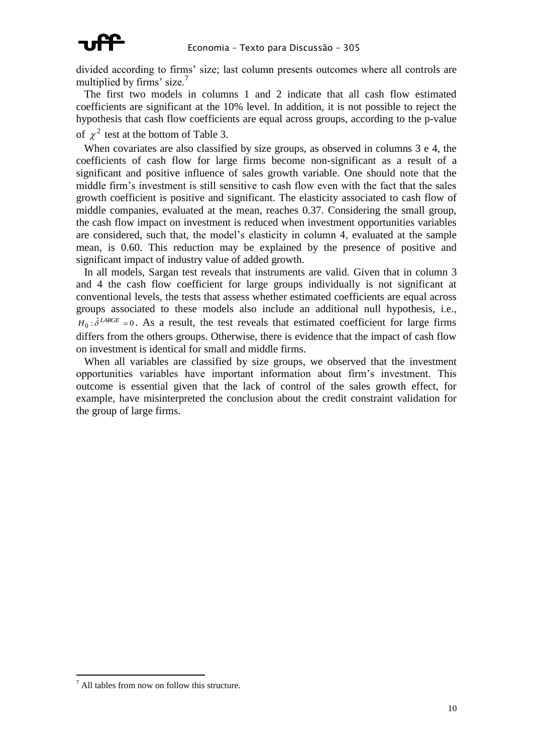divided according to firms' size; last column presents outcomes where all controls are multiplied by firms' size.[7]

The first two models in columns 1 and 2 indicate that all cash flow estimated coefficients are significant at the 10% level. In addition, it is not possible to reject the hypothesis that cash flow coefficients are equal across groups, according to the p-value of $\chi^2$ test at the bottom of Table 3.

When covariates are also classified by size groups, as observed in columns 3 e 4, the coefficients of cash flow for large firms become non-significant as a result of a significant and positive influence of sales growth variable. One should note that the middle firm's investment is still sensitive to cash flow even with the fact that the sales growth coefficient is positive and significant. The elasticity associated to cash flow of middle companies, evaluated at the mean, reaches 0.37. Considering the small group, the cash flow impact on investment is reduced when investment opportunities variables are considered, such that, the model's elasticity in column 4, evaluated at the sample mean, is 0.60. This reduction may be explained by the presence of positive and significant impact of industry value of added growth.

In all models, Sargan test reveals that instruments are valid. Given that in column 3 and 4 the cash flow coefficient for large groups individually is not significant at conventional levels, the tests that assess whether estimated coefficients are equal across groups associated to these models also include an additional null hypothesis, i.e., $H_0 : \hat{\delta}^{LARGE} = 0$. As a result, the test reveals that estimated coefficient for large firms differs from the others groups. Otherwise, there is evidence that the impact of cash flow on investment is identical for small and middle firms.

When all variables are classified by size groups, we observed that the investment opportunities variables have important information about firm's investment. This outcome is essential given that the lack of control of the sales growth effect, for example, have misinterpreted the conclusion about the credit constraint validation for the group of large firms.

[7] All tables from now on follow this structure.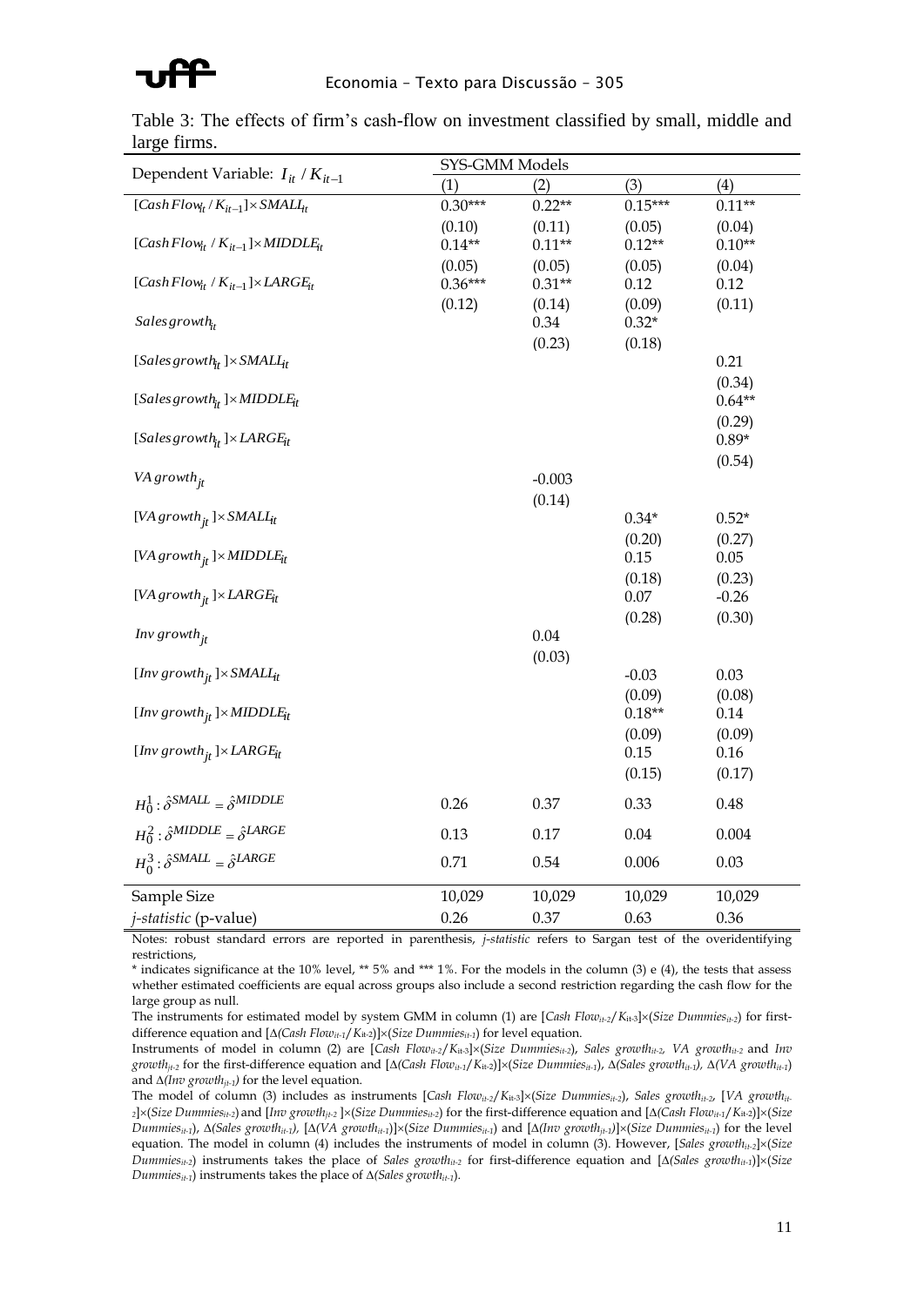Table 3: The effects of firm's cash-flow on investment classified by small, middle and large firms.

| Dependent Variable: $I_{it} / K_{it-1}$ | SYS-GMM Models | | | |
|---|---|---|---|---|
| | (1) | (2) | (3) | (4) |
| $[CashFlow_{it} / K_{it-1}] \times SMALL_{it}$ | 0.30*** | 0.22** | 0.15*** | 0.11** |
| | (0.10) | (0.11) | (0.05) | (0.04) |
| $[CashFlow_{it} / K_{it-1}] \times MIDDLE_{it}$ | 0.14** | 0.11** | 0.12** | 0.10** |
| | (0.05) | (0.05) | (0.05) | (0.04) |
| $[CashFlow_{it} / K_{it-1}] \times LARGE_{it}$ | 0.36*** | 0.31** | 0.12 | 0.12 |
| | (0.12) | (0.14) | (0.09) | (0.11) |
| $Sales\,growth_{it}$ | | 0.34 | 0.32* | |
| | | (0.23) | (0.18) | |
| $[Sales\,growth_{it}] \times SMALL_{it}$ | | | | 0.21 |
| | | | | (0.34) |
| $[Sales\,growth_{it}] \times MIDDLE_{it}$ | | | | 0.64** |
| | | | | (0.29) |
| $[Sales\,growth_{it}] \times LARGE_{it}$ | | | | 0.89* |
| | | | | (0.54) |
| $VA\,growth_{jt}$ | | -0.003 | | |
| | | (0.14) | | |
| $[VA\,growth_{jt}] \times SMALL_{it}$ | | | 0.34* | 0.52* |
| | | | (0.20) | (0.27) |
| $[VA\,growth_{jt}] \times MIDDLE_{it}$ | | | 0.15 | 0.05 |
| | | | (0.18) | (0.23) |
| $[VA\,growth_{jt}] \times LARGE_{it}$ | | | 0.07 | -0.26 |
| | | | (0.28) | (0.30) |
| $Inv\,growth_{jt}$ | | 0.04 | | |
| | | (0.03) | | |
| $[Inv\,growth_{jt}] \times SMALL_{it}$ | | | -0.03 | 0.03 |
| | | | (0.09) | (0.08) |
| $[Inv\,growth_{jt}] \times MIDDLE_{it}$ | | | 0.18** | 0.14 |
| | | | (0.09) | (0.09) |
| $[Inv\,growth_{jt}] \times LARGE_{it}$ | | | 0.15 | 0.16 |
| | | | (0.15) | (0.17) |
| $H_0^1 : \hat{\delta}^{SMALL} = \hat{\delta}^{MIDDLE}$ | 0.26 | 0.37 | 0.33 | 0.48 |
| $H_0^2 : \hat{\delta}^{MIDDLE} = \hat{\delta}^{LARGE}$ | 0.13 | 0.17 | 0.04 | 0.004 |
| $H_0^3 : \hat{\delta}^{SMALL} = \hat{\delta}^{LARGE}$ | 0.71 | 0.54 | 0.006 | 0.03 |
| Sample Size | 10,029 | 10,029 | 10,029 | 10,029 |
| *j-statistic* (p-value) | 0.26 | 0.37 | 0.63 | 0.36 |

Notes: robust standard errors are reported in parenthesis, *j-statistic* refers to Sargan test of the overidentifying restrictions,

\* indicates significance at the 10% level, ** 5% and *** 1%. For the models in the column (3) e (4), the tests that assess whether estimated coefficients are equal across groups also include a second restriction regarding the cash flow for the large group as null.

The instruments for estimated model by system GMM in column (1) are [$Cash\,Flow_{it-2}/K_{it-3}$]×($Size\,Dummies_{it-2}$) for first-difference equation and [$\Delta(Cash\,Flow_{it-1}/K_{it-2})$]×($Size\,Dummies_{it-1}$) for level equation.

Instruments of model in column (2) are [$Cash\,Flow_{it-2}/K_{it-3}$]×($Size\,Dummies_{it-2}$), $Sales\,growth_{it-2}$, $VA\,growth_{it-2}$ and $Inv\,growth_{jt-2}$ for the first-difference equation and [$\Delta(Cash\,Flow_{it-1}/K_{it-2})$]×($Size\,Dummies_{it-1}$), $\Delta(Sales\,growth_{it-1})$, $\Delta(VA\,growth_{it-1})$ and $\Delta(Inv\,growth_{jt-1})$ for the level equation.

The model of column (3) includes as instruments [$Cash\,Flow_{it-2}/K_{it-3}$]×($Size\,Dummies_{it-2}$), $Sales\,growth_{it-2}$, [$VA\,growth_{it-2}$]×($Size\,Dummies_{it-2}$) and [$Inv\,growth_{jt-2}$]×($Size\,Dummies_{it-2}$) for the first-difference equation and [$\Delta(Cash\,Flow_{it-1}/K_{it-2})$]×($Size\,Dummies_{it-1}$), $\Delta(Sales\,growth_{it-1})$, [$\Delta(VA\,growth_{it-1})$]×($Size\,Dummies_{it-1}$) and [$\Delta(Inv\,growth_{jt-1})$]×($Size\,Dummies_{it-1}$) for the level equation. The model in column (4) includes the instruments of model in column (3). However, [$Sales\,growth_{it-2}$]×($Size\,Dummies_{it-2}$) instruments takes the place of $Sales\,growth_{it-2}$ for first-difference equation and [$\Delta(Sales\,growth_{it-1})$]×($Size\,Dummies_{it-1}$) instruments takes the place of $\Delta(Sales\,growth_{it-1})$.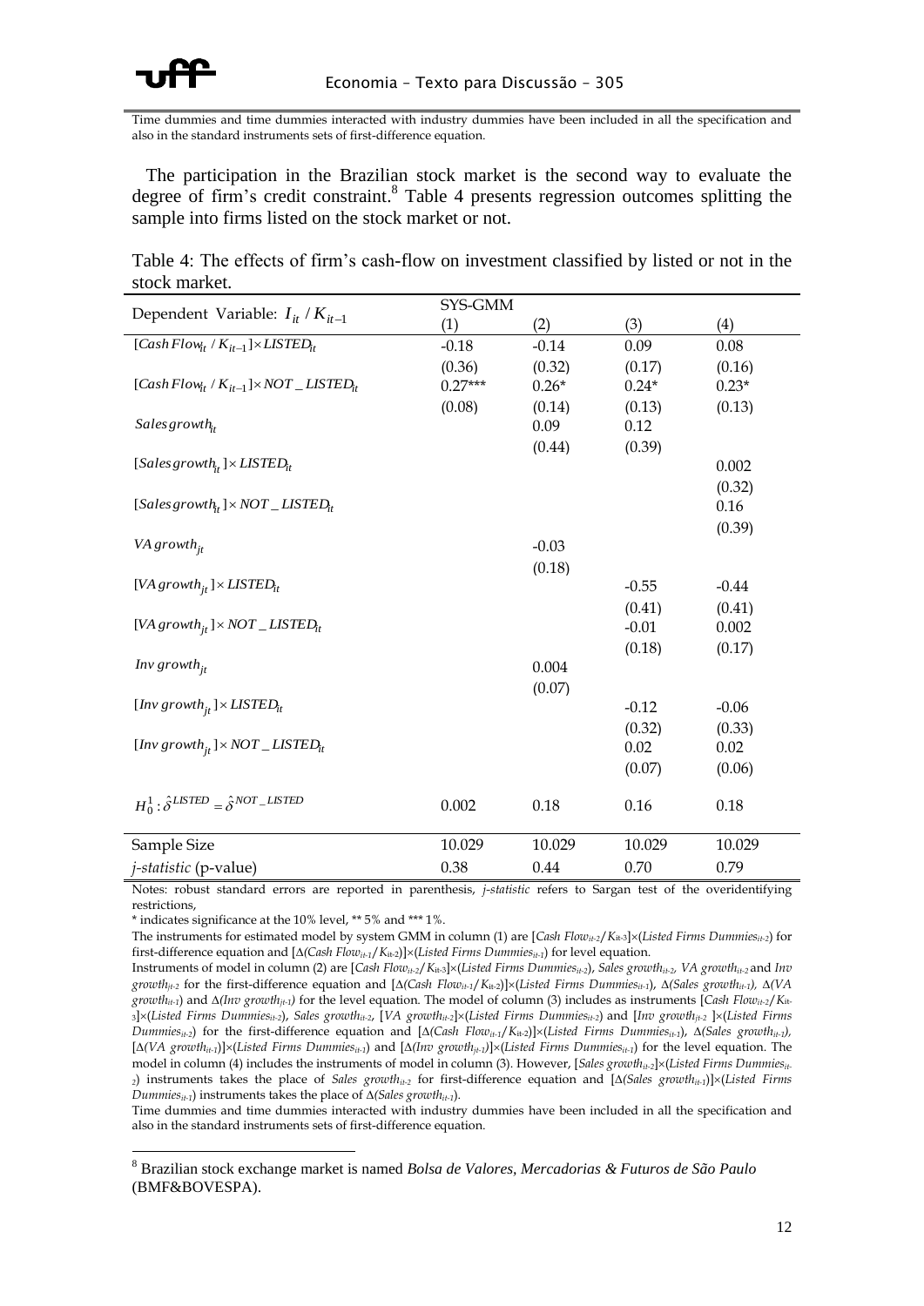Time dummies and time dummies interacted with industry dummies have been included in all the specification and also in the standard instruments sets of first-difference equation.

The participation in the Brazilian stock market is the second way to evaluate the degree of firm's credit constraint.[8] Table 4 presents regression outcomes splitting the sample into firms listed on the stock market or not.

Table 4: The effects of firm's cash-flow on investment classified by listed or not in the stock market.

| Dependent Variable: $I_{it} / K_{it-1}$ | SYS-GMM (1) | (2) | (3) | (4) |
|---|---|---|---|---|
| $[Cash Flow_{it} / K_{it-1}] \times LISTED_{it}$ | -0.18 | -0.14 | 0.09 | 0.08 |
| | (0.36) | (0.32) | (0.17) | (0.16) |
| $[Cash Flow_{it} / K_{it-1}] \times NOT\_LISTED_{it}$ | 0.27*** | 0.26* | 0.24* | 0.23* |
| | (0.08) | (0.14) | (0.13) | (0.13) |
| $Sales growth_{it}$ | | 0.09 | 0.12 | |
| | | (0.44) | (0.39) | |
| $[Sales growth_{it}] \times LISTED_{it}$ | | | | 0.002 |
| | | | | (0.32) |
| $[Sales growth_{it}] \times NOT\_LISTED_{it}$ | | | | 0.16 |
| | | | | (0.39) |
| $VA growth_{jt}$ | | -0.03 | | |
| | | (0.18) | | |
| $[VA growth_{jt}] \times LISTED_{it}$ | | | -0.55 | -0.44 |
| | | | (0.41) | (0.41) |
| $[VA growth_{jt}] \times NOT\_LISTED_{it}$ | | | -0.01 | 0.002 |
| | | | (0.18) | (0.17) |
| $Inv growth_{jt}$ | | 0.004 | | |
| | | (0.07) | | |
| $[Inv growth_{jt}] \times LISTED_{it}$ | | | -0.12 | -0.06 |
| | | | (0.32) | (0.33) |
| $[Inv growth_{jt}] \times NOT\_LISTED_{it}$ | | | 0.02 | 0.02 |
| | | | (0.07) | (0.06) |
| $H_0^1 : \hat{\delta}^{LISTED} = \hat{\delta}^{NOT\_LISTED}$ | 0.002 | 0.18 | 0.16 | 0.18 |
| Sample Size | 10.029 | 10.029 | 10.029 | 10.029 |
| *j-statistic* (p-value) | 0.38 | 0.44 | 0.70 | 0.79 |

Notes: robust standard errors are reported in parenthesis, *j-statistic* refers to Sargan test of the overidentifying restrictions,

\* indicates significance at the 10% level, \*\* 5% and \*\*\* 1%.

The instruments for estimated model by system GMM in column (1) are [$Cash Flow_{it-2}/K_{it-3}$]×($Listed Firms Dummies_{it-2}$) for first-difference equation and [$\Delta(Cash Flow_{it-1}/K_{it-2})$]×($Listed Firms Dummies_{it-1}$) for level equation.

Instruments of model in column (2) are [$Cash Flow_{it-2}/K_{it-3}$]×($Listed Firms Dummies_{it-2}$), $Sales growth_{it-2}$, $VA growth_{it-2}$ and $Inv growth_{jt-2}$ for the first-difference equation and [$\Delta(Cash Flow_{it-1}/K_{it-2})$]×($Listed Firms Dummies_{it-1}$), $\Delta(Sales growth_{it-1})$, $\Delta(VA growth_{it-1})$ and $\Delta(Inv growth_{jt-1})$ for the level equation. The model of column (3) includes as instruments [$Cash Flow_{it-2}/K_{it-3}$]×($Listed Firms Dummies_{it-2}$), $Sales growth_{it-2}$, [$VA growth_{it-2}$]×($Listed Firms Dummies_{it-2}$) and [$Inv growth_{jt-2}$]×($Listed Firms Dummies_{it-2}$) for the first-difference equation and [$\Delta(Cash Flow_{it-1}/K_{it-2})$]×($Listed Firms Dummies_{it-1}$), $\Delta(Sales growth_{it-1})$, [$\Delta(VA growth_{it-1})$]×($Listed Firms Dummies_{it-1}$) and [$\Delta(Inv growth_{jt-1})$]×($Listed Firms Dummies_{it-1}$) for the level equation. The model in column (4) includes the instruments of model in column (3). However, [$Sales growth_{it-2}$]×($Listed Firms Dummies_{it-2}$) instruments takes the place of $Sales growth_{it-2}$ for first-difference equation and [$\Delta(Sales growth_{it-1})$]×($Listed Firms Dummies_{it-1}$) instruments takes the place of $\Delta(Sales growth_{it-1})$.

Time dummies and time dummies interacted with industry dummies have been included in all the specification and also in the standard instruments sets of first-difference equation.

[8] Brazilian stock exchange market is named *Bolsa de Valores, Mercadorias & Futuros de São Paulo* (BMF&BOVESPA).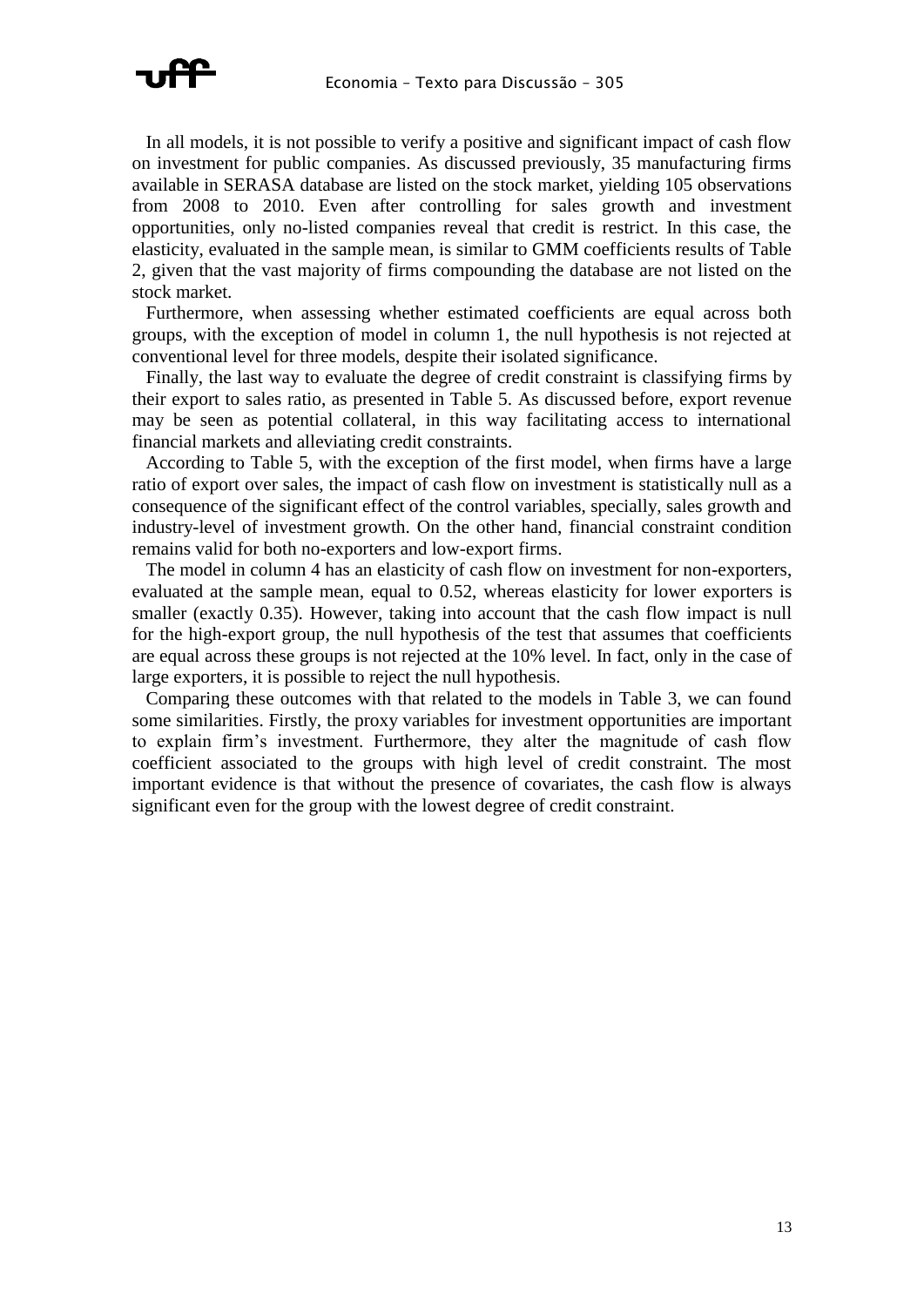In all models, it is not possible to verify a positive and significant impact of cash flow on investment for public companies. As discussed previously, 35 manufacturing firms available in SERASA database are listed on the stock market, yielding 105 observations from 2008 to 2010. Even after controlling for sales growth and investment opportunities, only no-listed companies reveal that credit is restrict. In this case, the elasticity, evaluated in the sample mean, is similar to GMM coefficients results of Table 2, given that the vast majority of firms compounding the database are not listed on the stock market.

Furthermore, when assessing whether estimated coefficients are equal across both groups, with the exception of model in column 1, the null hypothesis is not rejected at conventional level for three models, despite their isolated significance.

Finally, the last way to evaluate the degree of credit constraint is classifying firms by their export to sales ratio, as presented in Table 5. As discussed before, export revenue may be seen as potential collateral, in this way facilitating access to international financial markets and alleviating credit constraints.

According to Table 5, with the exception of the first model, when firms have a large ratio of export over sales, the impact of cash flow on investment is statistically null as a consequence of the significant effect of the control variables, specially, sales growth and industry-level of investment growth. On the other hand, financial constraint condition remains valid for both no-exporters and low-export firms.

The model in column 4 has an elasticity of cash flow on investment for non-exporters, evaluated at the sample mean, equal to 0.52, whereas elasticity for lower exporters is smaller (exactly 0.35). However, taking into account that the cash flow impact is null for the high-export group, the null hypothesis of the test that assumes that coefficients are equal across these groups is not rejected at the 10% level. In fact, only in the case of large exporters, it is possible to reject the null hypothesis.

Comparing these outcomes with that related to the models in Table 3, we can found some similarities. Firstly, the proxy variables for investment opportunities are important to explain firm's investment. Furthermore, they alter the magnitude of cash flow coefficient associated to the groups with high level of credit constraint. The most important evidence is that without the presence of covariates, the cash flow is always significant even for the group with the lowest degree of credit constraint.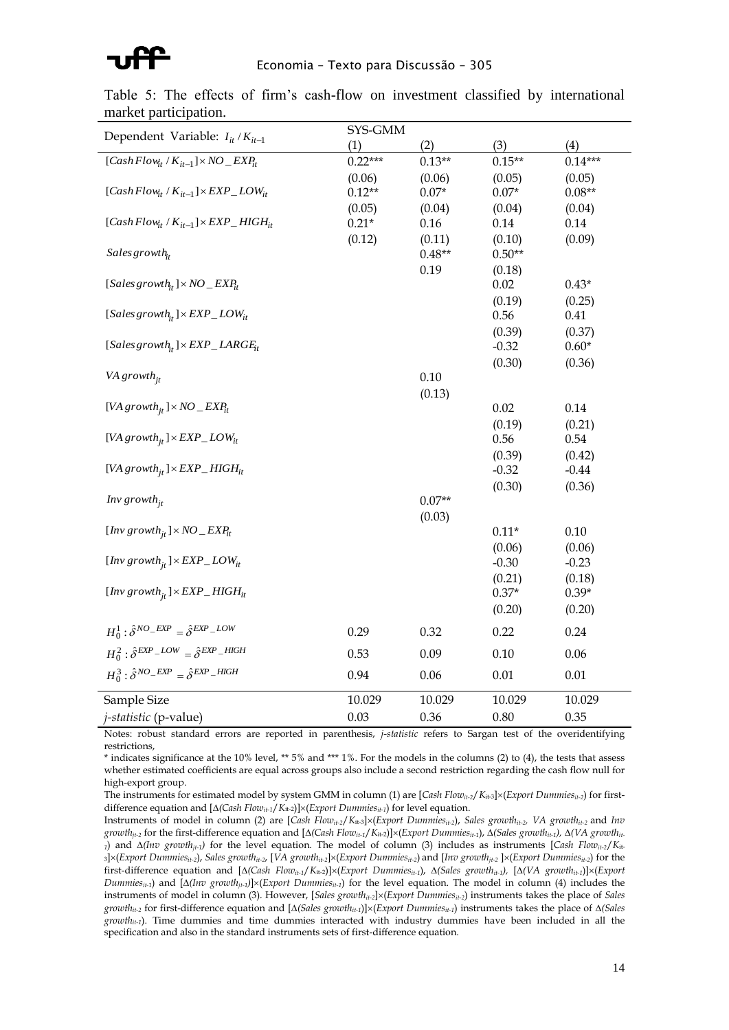Table 5: The effects of firm's cash-flow on investment classified by international market participation.

| Dependent Variable: $I_{it} / K_{it-1}$ | SYS-GMM | | | |
|---|---|---|---|---|
| | (1) | (2) | (3) | (4) |
| $[Cash Flow_{it} / K_{it-1}] \times NO\_EXP_{it}$ | 0.22*** | 0.13** | 0.15** | 0.14*** |
| | (0.06) | (0.06) | (0.05) | (0.05) |
| $[Cash Flow_{it} / K_{it-1}] \times EXP\_LOW_{it}$ | 0.12** | 0.07* | 0.07* | 0.08** |
| | (0.05) | (0.04) | (0.04) | (0.04) |
| $[Cash Flow_{it} / K_{it-1}] \times EXP\_HIGH_{it}$ | 0.21* | 0.16 | 0.14 | 0.14 |
| | (0.12) | (0.11) | (0.10) | (0.09) |
| $Sales\,growth_{it}$ | | 0.48** | 0.50** | |
| | | 0.19 | (0.18) | |
| $[Sales\,growth_{it}] \times NO\_EXP_{it}$ | | | 0.02 | 0.43* |
| | | | (0.19) | (0.25) |
| $[Sales\,growth_{it}] \times EXP\_LOW_{it}$ | | | 0.56 | 0.41 |
| | | | (0.39) | (0.37) |
| $[Sales\,growth_{it}] \times EXP\_LARGE_{it}$ | | | -0.32 | 0.60* |
| | | | (0.30) | (0.36) |
| $VA\,growth_{jt}$ | | 0.10 | | |
| | | (0.13) | | |
| $[VA\,growth_{jt}] \times NO\_EXP_{it}$ | | | 0.02 | 0.14 |
| | | | (0.19) | (0.21) |
| $[VA\,growth_{jt}] \times EXP\_LOW_{it}$ | | | 0.56 | 0.54 |
| | | | (0.39) | (0.42) |
| $[VA\,growth_{jt}] \times EXP\_HIGH_{it}$ | | | -0.32 | -0.44 |
| | | | (0.30) | (0.36) |
| $Inv\,growth_{jt}$ | | 0.07** | | |
| | | (0.03) | | |
| $[Inv\,growth_{jt}] \times NO\_EXP_{it}$ | | | 0.11* | 0.10 |
| | | | (0.06) | (0.06) |
| $[Inv\,growth_{jt}] \times EXP\_LOW_{it}$ | | | -0.30 | -0.23 |
| | | | (0.21) | (0.18) |
| $[Inv\,growth_{jt}] \times EXP\_HIGH_{it}$ | | | 0.37* | 0.39* |
| | | | (0.20) | (0.20) |
| $H_0^1 : \hat{\delta}^{NO\_EXP} = \hat{\delta}^{EXP\_LOW}$ | 0.29 | 0.32 | 0.22 | 0.24 |
| $H_0^2 : \hat{\delta}^{EXP\_LOW} = \hat{\delta}^{EXP\_HIGH}$ | 0.53 | 0.09 | 0.10 | 0.06 |
| $H_0^3 : \hat{\delta}^{NO\_EXP} = \hat{\delta}^{EXP\_HIGH}$ | 0.94 | 0.06 | 0.01 | 0.01 |
| Sample Size | 10.029 | 10.029 | 10.029 | 10.029 |
| *j-statistic* (p-value) | 0.03 | 0.36 | 0.80 | 0.35 |

Notes: robust standard errors are reported in parenthesis, *j-statistic* refers to Sargan test of the overidentifying restrictions,

\* indicates significance at the 10% level, ** 5% and *** 1%. For the models in the columns (2) to (4), the tests that assess whether estimated coefficients are equal across groups also include a second restriction regarding the cash flow null for high-export group.

The instruments for estimated model by system GMM in column (1) are [*Cash Flow*$_{it-2}$/ $K_{it-3}$]×(*Export Dummies*$_{it-2}$) for first-difference equation and [Δ(*Cash Flow*$_{it-1}$/ $K_{it-2}$)]×(*Export Dummies*$_{it-1}$) for level equation.

Instruments of model in column (2) are [*Cash Flow*$_{it-2}$/ $K_{it-3}$]×(*Export Dummies*$_{it-2}$), *Sales growth*$_{it-2}$, *VA growth*$_{it-2}$ and *Inv growth*$_{jt-2}$ for the first-difference equation and [Δ(*Cash Flow*$_{it-1}$/ $K_{it-2}$)]×(*Export Dummies*$_{it-1}$), Δ(*Sales growth*$_{it-1}$), Δ(*VA growth*$_{it-1}$) and Δ(*Inv growth*$_{jt-1}$) for the level equation. The model of column (3) includes as instruments [*Cash Flow*$_{it-2}$/ $K_{it-3}$]×(*Export Dummies*$_{it-2}$), *Sales growth*$_{it-2}$, [*VA growth*$_{it-2}$]×(*Export Dummies*$_{it-2}$) and [*Inv growth*$_{jt-2}$ ]×(*Export Dummies*$_{it-2}$) for the first-difference equation and [Δ(*Cash Flow*$_{it-1}$/ $K_{it-2}$)]×(*Export Dummies*$_{it-1}$), Δ(*Sales growth*$_{it-1}$), [Δ(*VA growth*$_{it-1}$)]×(*Export Dummies*$_{it-1}$) and [Δ(*Inv growth*$_{jt-1}$)]×(*Export Dummies*$_{it-1}$) for the level equation. The model in column (4) includes the instruments of model in column (3). However, [*Sales growth*$_{it-2}$]×(*Export Dummies*$_{it-2}$) instruments takes the place of *Sales growth*$_{it-2}$ for first-difference equation and [Δ(*Sales growth*$_{it-1}$)]×(*Export Dummies*$_{it-1}$) instruments takes the place of Δ(*Sales growth*$_{it-1}$). Time dummies and time dummies interacted with industry dummies have been included in all the specification and also in the standard instruments sets of first-difference equation.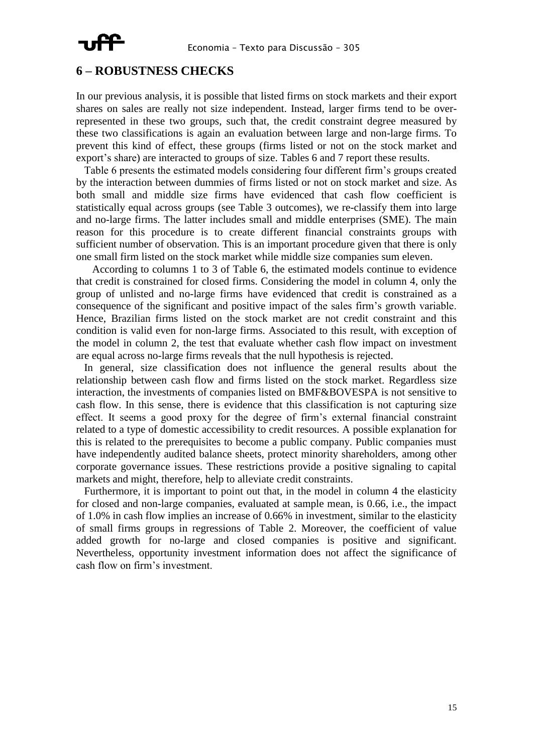## 6 – ROBUSTNESS CHECKS

In our previous analysis, it is possible that listed firms on stock markets and their export shares on sales are really not size independent. Instead, larger firms tend to be over-represented in these two groups, such that, the credit constraint degree measured by these two classifications is again an evaluation between large and non-large firms. To prevent this kind of effect, these groups (firms listed or not on the stock market and export's share) are interacted to groups of size. Tables 6 and 7 report these results.

Table 6 presents the estimated models considering four different firm's groups created by the interaction between dummies of firms listed or not on stock market and size. As both small and middle size firms have evidenced that cash flow coefficient is statistically equal across groups (see Table 3 outcomes), we re-classify them into large and no-large firms. The latter includes small and middle enterprises (SME). The main reason for this procedure is to create different financial constraints groups with sufficient number of observation. This is an important procedure given that there is only one small firm listed on the stock market while middle size companies sum eleven.

According to columns 1 to 3 of Table 6, the estimated models continue to evidence that credit is constrained for closed firms. Considering the model in column 4, only the group of unlisted and no-large firms have evidenced that credit is constrained as a consequence of the significant and positive impact of the sales firm's growth variable. Hence, Brazilian firms listed on the stock market are not credit constraint and this condition is valid even for non-large firms. Associated to this result, with exception of the model in column 2, the test that evaluate whether cash flow impact on investment are equal across no-large firms reveals that the null hypothesis is rejected.

In general, size classification does not influence the general results about the relationship between cash flow and firms listed on the stock market. Regardless size interaction, the investments of companies listed on BMF&BOVESPA is not sensitive to cash flow. In this sense, there is evidence that this classification is not capturing size effect. It seems a good proxy for the degree of firm's external financial constraint related to a type of domestic accessibility to credit resources. A possible explanation for this is related to the prerequisites to become a public company. Public companies must have independently audited balance sheets, protect minority shareholders, among other corporate governance issues. These restrictions provide a positive signaling to capital markets and might, therefore, help to alleviate credit constraints.

Furthermore, it is important to point out that, in the model in column 4 the elasticity for closed and non-large companies, evaluated at sample mean, is 0.66, i.e., the impact of 1.0% in cash flow implies an increase of 0.66% in investment, similar to the elasticity of small firms groups in regressions of Table 2. Moreover, the coefficient of value added growth for no-large and closed companies is positive and significant. Nevertheless, opportunity investment information does not affect the significance of cash flow on firm's investment.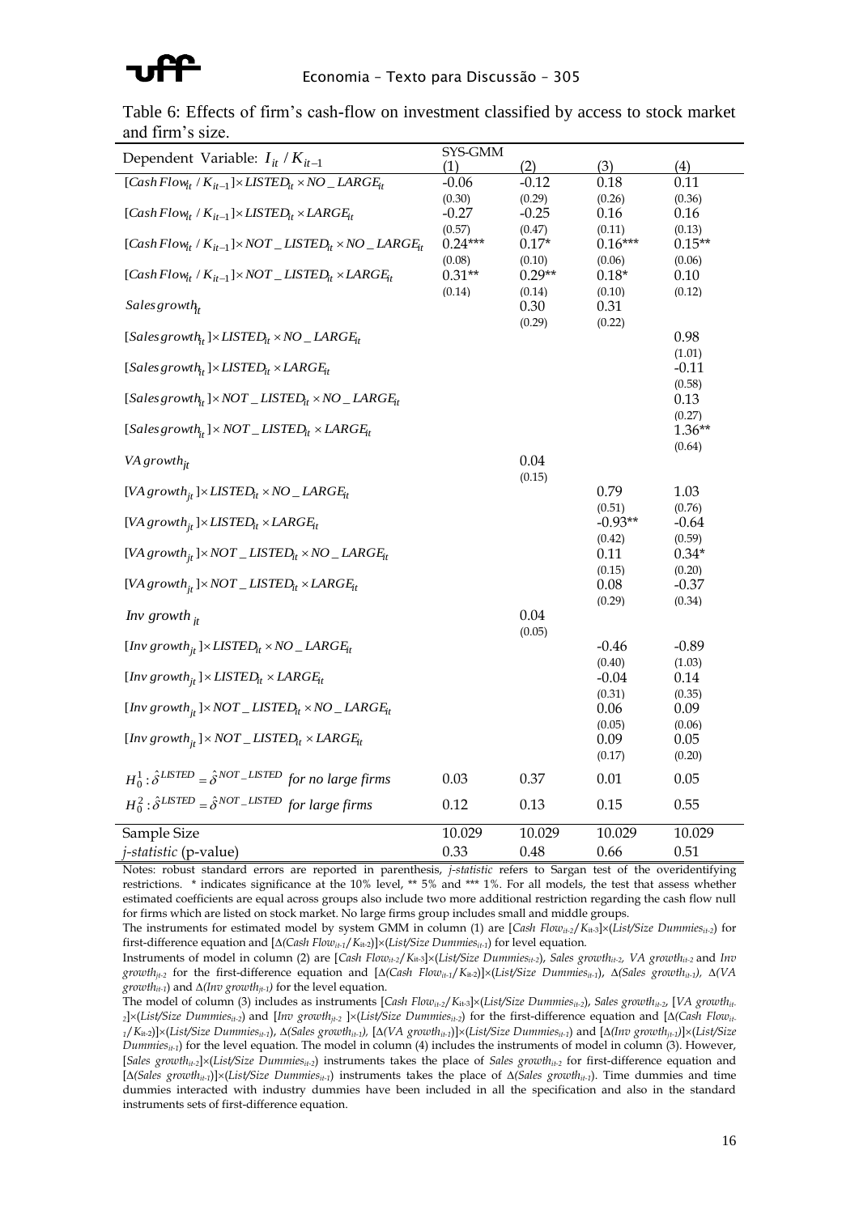Table 6: Effects of firm's cash-flow on investment classified by access to stock market and firm's size.

| Dependent Variable: $I_{it} / K_{it-1}$ | SYS-GMM (1) | (2) | (3) | (4) |
|---|---|---|---|---|
| $[CashFlow_{it} / K_{it-1}] \times LISTED_{it} \times NO\_LARGE_{it}$ | -0.06 | -0.12 | 0.18 | 0.11 |
| | (0.30) | (0.29) | (0.26) | (0.36) |
| $[CashFlow_{it} / K_{it-1}] \times LISTED_{it} \times LARGE_{it}$ | -0.27 | -0.25 | 0.16 | 0.16 |
| | (0.57) | (0.47) | (0.11) | (0.13) |
| $[CashFlow_{it} / K_{it-1}] \times NOT\_LISTED_{it} \times NO\_LARGE_{it}$ | 0.24*** | 0.17* | 0.16*** | 0.15** |
| | (0.08) | (0.10) | (0.06) | (0.06) |
| $[CashFlow_{it} / K_{it-1}] \times NOT\_LISTED_{it} \times LARGE_{it}$ | 0.31** | 0.29** | 0.18* | 0.10 |
| | (0.14) | (0.14) | (0.10) | (0.12) |
| $Sales growth_{it}$ | | 0.30 | 0.31 | |
| | | (0.29) | (0.22) | |
| $[Sales growth_{it}] \times LISTED_{it} \times NO\_LARGE_{it}$ | | | | 0.98 |
| | | | | (1.01) |
| $[Sales growth_{it}] \times LISTED_{it} \times LARGE_{it}$ | | | | -0.11 |
| | | | | (0.58) |
| $[Sales growth_{it}] \times NOT\_LISTED_{it} \times NO\_LARGE_{it}$ | | | | 0.13 |
| | | | | (0.27) |
| $[Sales growth_{it}] \times NOT\_LISTED_{it} \times LARGE_{it}$ | | | | 1.36** |
| | | | | (0.64) |
| $VA growth_{jt}$ | | 0.04 | | |
| | | (0.15) | | |
| $[VA growth_{jt}] \times LISTED_{it} \times NO\_LARGE_{it}$ | | | 0.79 | 1.03 |
| | | | (0.51) | (0.76) |
| $[VA growth_{jt}] \times LISTED_{it} \times LARGE_{it}$ | | | -0.93** | -0.64 |
| | | | (0.42) | (0.59) |
| $[VA growth_{jt}] \times NOT\_LISTED_{it} \times NO\_LARGE_{it}$ | | | 0.11 | 0.34* |
| | | | (0.15) | (0.20) |
| $[VA growth_{jt}] \times NOT\_LISTED_{it} \times LARGE_{it}$ | | | 0.08 | -0.37 |
| | | | (0.29) | (0.34) |
| $Inv\ growth_{it}$ | | 0.04 | | |
| | | (0.05) | | |
| $[Inv\ growth_{jt}] \times LISTED_{it} \times NO\_LARGE_{it}$ | | | -0.46 | -0.89 |
| | | | (0.40) | (1.03) |
| $[Inv\ growth_{jt}] \times LISTED_{it} \times LARGE_{it}$ | | | -0.04 | 0.14 |
| | | | (0.31) | (0.35) |
| $[Inv\ growth_{jt}] \times NOT\_LISTED_{it} \times NO\_LARGE_{it}$ | | | 0.06 | 0.09 |
| | | | (0.05) | (0.06) |
| $[Inv\ growth_{jt}] \times NOT\_LISTED_{it} \times LARGE_{it}$ | | | 0.09 | 0.05 |
| | | | (0.17) | (0.20) |
| $H_0^1 : \hat{\delta}^{LISTED} = \hat{\delta}^{NOT\_LISTED}$ *for no large firms* | 0.03 | 0.37 | 0.01 | 0.05 |
| $H_0^2 : \hat{\delta}^{LISTED} = \hat{\delta}^{NOT\_LISTED}$ *for large firms* | 0.12 | 0.13 | 0.15 | 0.55 |
| Sample Size | 10.029 | 10.029 | 10.029 | 10.029 |
| *j-statistic* (p-value) | 0.33 | 0.48 | 0.66 | 0.51 |

Notes: robust standard errors are reported in parenthesis, *j-statistic* refers to Sargan test of the overidentifying restrictions. * indicates significance at the 10% level, ** 5% and *** 1%. For all models, the test that assess whether estimated coefficients are equal across groups also include two more additional restriction regarding the cash flow null for firms which are listed on stock market. No large firms group includes small and middle groups.

The instruments for estimated model by system GMM in column (1) are [$Cash\ Flow_{it-2}/K_{it-3}$]×($List/Size\ Dummies_{it-2}$) for first-difference equation and [$\Delta(Cash\ Flow_{it-1}/K_{it-2})$]×($List/Size\ Dummies_{it-1}$) for level equation.

Instruments of model in column (2) are [$Cash\ Flow_{it-2}/K_{it-3}$]×($List/Size\ Dummies_{it-2}$), $Sales\ growth_{it-2}$, $VA\ growth_{it-2}$ and $Inv\ growth_{jt-2}$ for the first-difference equation and [$\Delta(Cash\ Flow_{it-1}/K_{it-2})$]×($List/Size\ Dummies_{it-1}$), $\Delta(Sales\ growth_{it-1})$, $\Delta(VA\ growth_{it-1})$ and $\Delta(Inv\ growth_{jt-1})$ for the level equation.

The model of column (3) includes as instruments [$Cash\ Flow_{it-2}/K_{it-3}$]×($List/Size\ Dummies_{it-2}$), $Sales\ growth_{it-2}$, [$VA\ growth_{it-2}$]×($List/Size\ Dummies_{it-2}$) and [$Inv\ growth_{jt-2}$]×($List/Size\ Dummies_{it-2}$) for the first-difference equation and [$\Delta(Cash\ Flow_{it-1}/K_{it-2})$]×($List/Size\ Dummies_{it-1}$), $\Delta(Sales\ growth_{it-1})$, [$\Delta(VA\ growth_{it-1})$]×($List/Size\ Dummies_{it-1}$) and [$\Delta(Inv\ growth_{jt-1})$]×($List/Size\ Dummies_{it-1}$) for the level equation. The model in column (4) includes the instruments of model in column (3). However, [$Sales\ growth_{it-2}$]×($List/Size\ Dummies_{it-2}$) instruments takes the place of $Sales\ growth_{it-2}$ for first-difference equation and [$\Delta(Sales\ growth_{it-1})$]×($List/Size\ Dummies_{it-1}$) instruments takes the place of $\Delta(Sales\ growth_{it-1})$. Time dummies and time dummies interacted with industry dummies have been included in all the specification and also in the standard instruments sets of first-difference equation.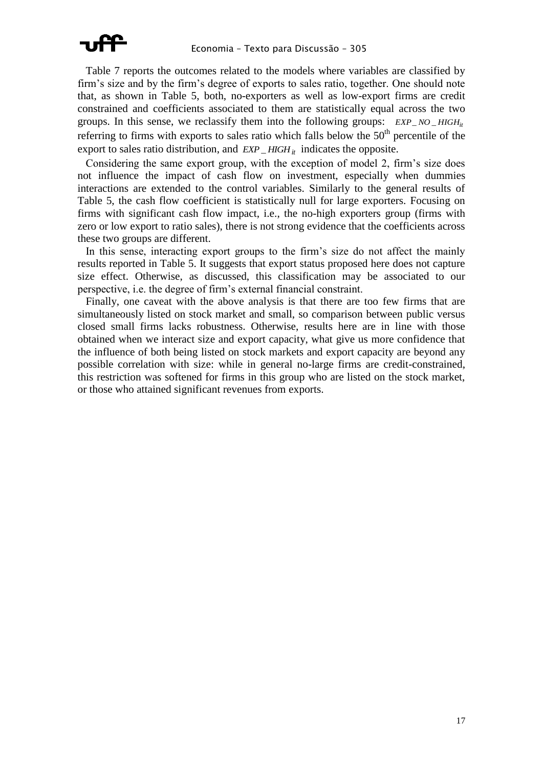Table 7 reports the outcomes related to the models where variables are classified by firm's size and by the firm's degree of exports to sales ratio, together. One should note that, as shown in Table 5, both, no-exporters as well as low-export firms are credit constrained and coefficients associated to them are statistically equal across the two groups. In this sense, we reclassify them into the following groups: $EXP\_NO\_HIGH_{it}$ referring to firms with exports to sales ratio which falls below the 50$^{th}$ percentile of the export to sales ratio distribution, and $EXP\_HIGH_{it}$ indicates the opposite.

Considering the same export group, with the exception of model 2, firm's size does not influence the impact of cash flow on investment, especially when dummies interactions are extended to the control variables. Similarly to the general results of Table 5, the cash flow coefficient is statistically null for large exporters. Focusing on firms with significant cash flow impact, i.e., the no-high exporters group (firms with zero or low export to ratio sales), there is not strong evidence that the coefficients across these two groups are different.

In this sense, interacting export groups to the firm's size do not affect the mainly results reported in Table 5. It suggests that export status proposed here does not capture size effect. Otherwise, as discussed, this classification may be associated to our perspective, i.e. the degree of firm's external financial constraint.

Finally, one caveat with the above analysis is that there are too few firms that are simultaneously listed on stock market and small, so comparison between public versus closed small firms lacks robustness. Otherwise, results here are in line with those obtained when we interact size and export capacity, what give us more confidence that the influence of both being listed on stock markets and export capacity are beyond any possible correlation with size: while in general no-large firms are credit-constrained, this restriction was softened for firms in this group who are listed on the stock market, or those who attained significant revenues from exports.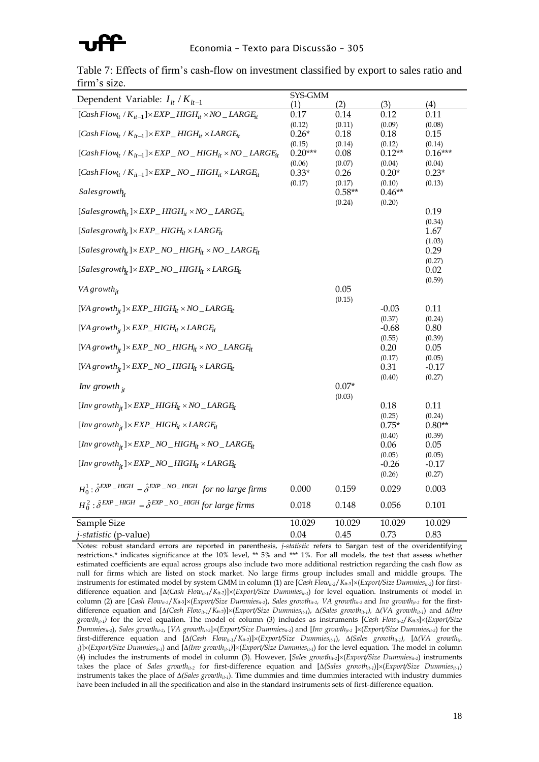Table 7: Effects of firm's cash-flow on investment classified by export to sales ratio and firm's size.

| Dependent Variable: $I_{it} / K_{it-1}$ | SYS-GMM (1) | (2) | (3) | (4) |
|---|---|---|---|---|
| $[CashFlow_{it} / K_{it-1}] \times EXP\_HIGH_{it} \times NO\_LARGE_{it}$ | 0.17 | 0.14 | 0.12 | 0.11 |
| | (0.12) | (0.11) | (0.09) | (0.08) |
| $[CashFlow_{it} / K_{it-1}] \times EXP\_HIGH_{it} \times LARGE_{it}$ | 0.26* | 0.18 | 0.18 | 0.15 |
| | (0.15) | (0.14) | (0.12) | (0.14) |
| $[CashFlow_{it} / K_{it-1}] \times EXP\_NO\_HIGH_{it} \times NO\_LARGE_{it}$ | 0.20*** | 0.08 | 0.12** | 0.16*** |
| | (0.06) | (0.07) | (0.04) | (0.04) |
| $[CashFlow_{it} / K_{it-1}] \times EXP\_NO\_HIGH_{it} \times LARGE_{it}$ | 0.33* | 0.26 | 0.20* | 0.23* |
| | (0.17) | (0.17) | (0.10) | (0.13) |
| $Sales growth_{it}$ | | 0.58** | 0.46** | |
| | | (0.24) | (0.20) | |
| $[Sales growth_{it}] \times EXP\_HIGH_{it} \times NO\_LARGE_{it}$ | | | | 0.19 |
| | | | | (0.34) |
| $[Sales growth_{it}] \times EXP\_HIGH_{it} \times LARGE_{it}$ | | | | 1.67 |
| | | | | (1.03) |
| $[Sales growth_{it}] \times EXP\_NO\_HIGH_{it} \times NO\_LARGE_{it}$ | | | | 0.29 |
| | | | | (0.27) |
| $[Sales growth_{it}] \times EXP\_NO\_HIGH_{it} \times LARGE_{it}$ | | | | 0.02 |
| | | | | (0.59) |
| $VA growth_{jt}$ | | 0.05 | | |
| | | (0.15) | | |
| $[VA growth_{jt}] \times EXP\_HIGH_{it} \times NO\_LARGE_{it}$ | | | -0.03 | 0.11 |
| | | | (0.37) | (0.24) |
| $[VA growth_{jt}] \times EXP\_HIGH_{it} \times LARGE_{it}$ | | | -0.68 | 0.80 |
| | | | (0.55) | (0.39) |
| $[VA growth_{jt}] \times EXP\_NO\_HIGH_{it} \times NO\_LARGE_{it}$ | | | 0.20 | 0.05 |
| | | | (0.17) | (0.05) |
| $[VA growth_{jt}] \times EXP\_NO\_HIGH_{it} \times LARGE_{it}$ | | | 0.31 | -0.17 |
| | | | (0.40) | (0.27) |
| $Inv\ growth_{it}$ | | 0.07* | | |
| | | (0.03) | | |
| $[Inv\ growth_{jt}] \times EXP\_HIGH_{it} \times NO\_LARGE_{it}$ | | | 0.18 | 0.11 |
| | | | (0.25) | (0.24) |
| $[Inv\ growth_{jt}] \times EXP\_HIGH_{it} \times LARGE_{it}$ | | | 0.75* | 0.80** |
| | | | (0.40) | (0.39) |
| $[Inv\ growth_{jt}] \times EXP\_NO\_HIGH_{it} \times NO\_LARGE_{it}$ | | | 0.06 | 0.05 |
| | | | (0.05) | (0.05) |
| $[Inv\ growth_{jt}] \times EXP\_NO\_HIGH_{it} \times LARGE_{it}$ | | | -0.26 | -0.17 |
| | | | (0.26) | (0.27) |
| $H_0^1 : \hat{\delta}^{EXP\_HIGH} = \hat{\delta}^{EXP\_NO\_HIGH}$ *for no large firms* | 0.000 | 0.159 | 0.029 | 0.003 |
| $H_0^2 : \hat{\delta}^{EXP\_HIGH} = \hat{\delta}^{EXP\_NO\_HIGH}$ *for large firms* | 0.018 | 0.148 | 0.056 | 0.101 |
| Sample Size | 10.029 | 10.029 | 10.029 | 10.029 |
| *j-statistic* (p-value) | 0.04 | 0.45 | 0.73 | 0.83 |

Notes: robust standard errors are reported in parenthesis, *j-statistic* refers to Sargan test of the overidentifying restrictions.* indicates significance at the 10% level, ** 5% and *** 1%. For all models, the test that assess whether estimated coefficients are equal across groups also include two more additional restriction regarding the cash flow as null for firms which are listed on stock market. No large firms group includes small and middle groups. The instruments for estimated model by system GMM in column (1) are [$Cash\ Flow_{it-2}/K_{it-3}$]×($Export/Size\ Dummies_{it-2}$) for first-difference equation and [$\Delta(Cash\ Flow_{it-1}/K_{it-2})$]×($Export/Size\ Dummies_{it-1}$) for level equation. Instruments of model in column (2) are [$Cash\ Flow_{it-2}/K_{it-3}$]×($Export/Size\ Dummies_{it-2}$), $Sales\ growth_{it-2}$, $VA\ growth_{it-2}$ and $Inv\ growth_{jt-2}$ for the first-difference equation and [$\Delta(Cash\ Flow_{it-1}/K_{it-2})$]×($Export/Size\ Dummies_{it-1}$), $\Delta(Sales\ growth_{it-1})$, $\Delta(VA\ growth_{it-1})$ and $\Delta(Inv\ growth_{jt-1})$ for the level equation. The model of column (3) includes as instruments [$Cash\ Flow_{it-2}/K_{it-3}$]×($Export/Size\ Dummies_{it-2}$), $Sales\ growth_{it-2}$, [$VA\ growth_{it-2}$]×($Export/Size\ Dummies_{it-2}$) and [$Inv\ growth_{jt-2}$ ]×($Export/Size\ Dummies_{it-2}$) for the first-difference equation and [$\Delta(Cash\ Flow_{it-1}/K_{it-2})$]×($Export/Size\ Dummies_{it-1}$), $\Delta(Sales\ growth_{it-1})$, [$\Delta(VA\ growth_{it-1})$]×($Export/Size\ Dummies_{it-1}$) and [$\Delta(Inv\ growth_{jt-1})$]×($Export/Size\ Dummies_{it-1}$) for the level equation. The model in column (4) includes the instruments of model in column (3). However, [$Sales\ growth_{it-2}$]×($Export/Size\ Dummies_{it-2}$) instruments takes the place of $Sales\ growth_{it-2}$ for first-difference equation and [$\Delta(Sales\ growth_{it-1})$]×($Export/Size\ Dummies_{it-1}$) instruments takes the place of $\Delta(Sales\ growth_{it-1})$. Time dummies and time dummies interacted with industry dummies have been included in all the specification and also in the standard instruments sets of first-difference equation.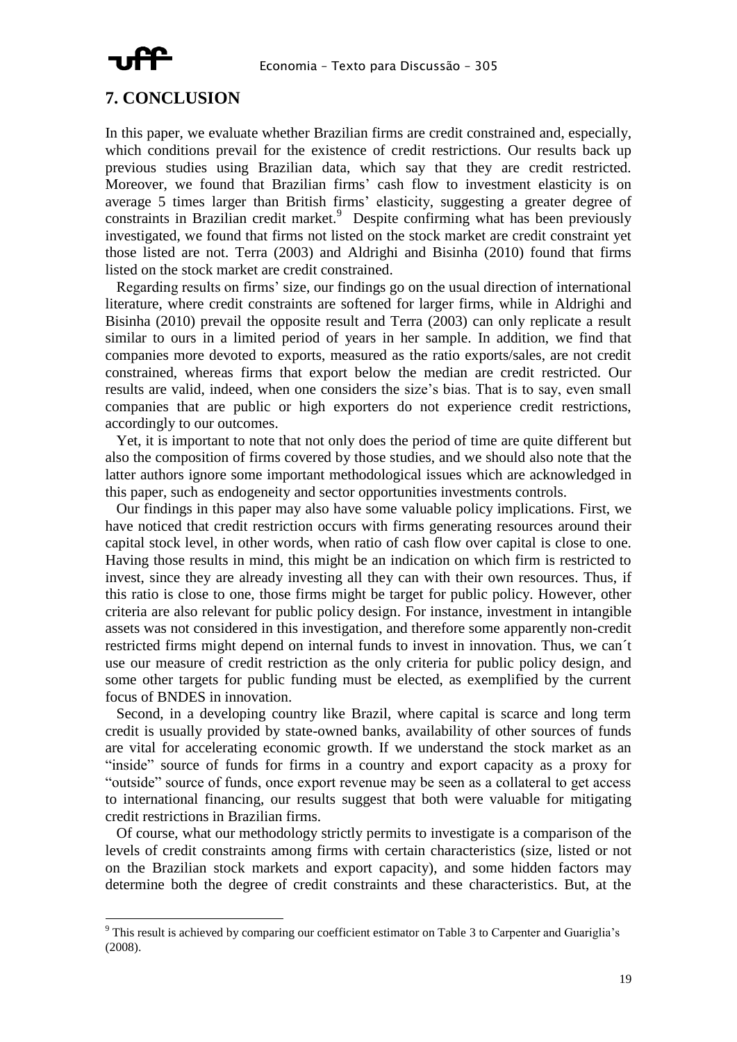## 7. CONCLUSION

In this paper, we evaluate whether Brazilian firms are credit constrained and, especially, which conditions prevail for the existence of credit restrictions. Our results back up previous studies using Brazilian data, which say that they are credit restricted. Moreover, we found that Brazilian firms' cash flow to investment elasticity is on average 5 times larger than British firms' elasticity, suggesting a greater degree of constraints in Brazilian credit market.[9] Despite confirming what has been previously investigated, we found that firms not listed on the stock market are credit constraint yet those listed are not. Terra (2003) and Aldrighi and Bisinha (2010) found that firms listed on the stock market are credit constrained.

Regarding results on firms' size, our findings go on the usual direction of international literature, where credit constraints are softened for larger firms, while in Aldrighi and Bisinha (2010) prevail the opposite result and Terra (2003) can only replicate a result similar to ours in a limited period of years in her sample. In addition, we find that companies more devoted to exports, measured as the ratio exports/sales, are not credit constrained, whereas firms that export below the median are credit restricted. Our results are valid, indeed, when one considers the size's bias. That is to say, even small companies that are public or high exporters do not experience credit restrictions, accordingly to our outcomes.

Yet, it is important to note that not only does the period of time are quite different but also the composition of firms covered by those studies, and we should also note that the latter authors ignore some important methodological issues which are acknowledged in this paper, such as endogeneity and sector opportunities investments controls.

Our findings in this paper may also have some valuable policy implications. First, we have noticed that credit restriction occurs with firms generating resources around their capital stock level, in other words, when ratio of cash flow over capital is close to one. Having those results in mind, this might be an indication on which firm is restricted to invest, since they are already investing all they can with their own resources. Thus, if this ratio is close to one, those firms might be target for public policy. However, other criteria are also relevant for public policy design. For instance, investment in intangible assets was not considered in this investigation, and therefore some apparently non-credit restricted firms might depend on internal funds to invest in innovation. Thus, we can´t use our measure of credit restriction as the only criteria for public policy design, and some other targets for public funding must be elected, as exemplified by the current focus of BNDES in innovation.

Second, in a developing country like Brazil, where capital is scarce and long term credit is usually provided by state-owned banks, availability of other sources of funds are vital for accelerating economic growth. If we understand the stock market as an "inside" source of funds for firms in a country and export capacity as a proxy for "outside" source of funds, once export revenue may be seen as a collateral to get access to international financing, our results suggest that both were valuable for mitigating credit restrictions in Brazilian firms.

Of course, what our methodology strictly permits to investigate is a comparison of the levels of credit constraints among firms with certain characteristics (size, listed or not on the Brazilian stock markets and export capacity), and some hidden factors may determine both the degree of credit constraints and these characteristics. But, at the

[9] This result is achieved by comparing our coefficient estimator on Table 3 to Carpenter and Guariglia's (2008).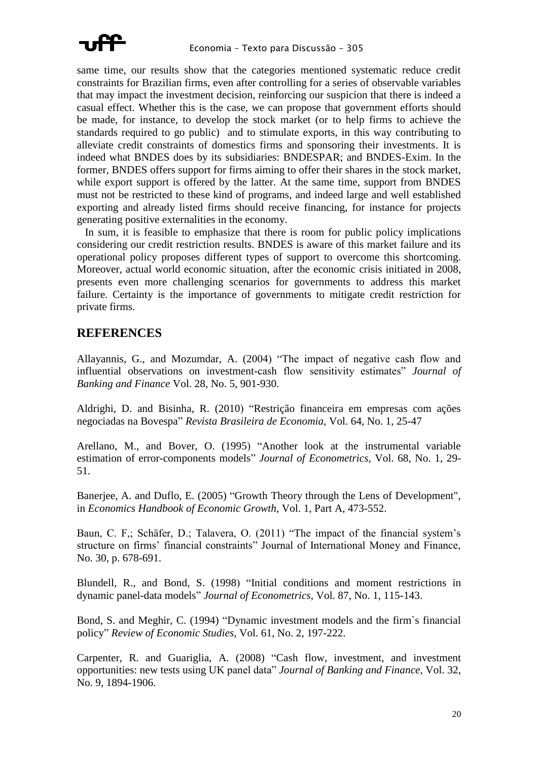same time, our results show that the categories mentioned systematic reduce credit constraints for Brazilian firms, even after controlling for a series of observable variables that may impact the investment decision, reinforcing our suspicion that there is indeed a casual effect. Whether this is the case, we can propose that government efforts should be made, for instance, to develop the stock market (or to help firms to achieve the standards required to go public) and to stimulate exports, in this way contributing to alleviate credit constraints of domestics firms and sponsoring their investments. It is indeed what BNDES does by its subsidiaries: BNDESPAR; and BNDES-Exim. In the former, BNDES offers support for firms aiming to offer their shares in the stock market, while export support is offered by the latter. At the same time, support from BNDES must not be restricted to these kind of programs, and indeed large and well established exporting and already listed firms should receive financing, for instance for projects generating positive externalities in the economy.

In sum, it is feasible to emphasize that there is room for public policy implications considering our credit restriction results. BNDES is aware of this market failure and its operational policy proposes different types of support to overcome this shortcoming. Moreover, actual world economic situation, after the economic crisis initiated in 2008, presents even more challenging scenarios for governments to address this market failure. Certainty is the importance of governments to mitigate credit restriction for private firms.

## REFERENCES

Allayannis, G., and Mozumdar, A. (2004) "The impact of negative cash flow and influential observations on investment-cash flow sensitivity estimates" *Journal of Banking and Finance* Vol. 28, No. 5, 901-930.

Aldrighi, D. and Bisinha, R. (2010) "Restrição financeira em empresas com ações negociadas na Bovespa" *Revista Brasileira de Economia*, Vol. 64, No. 1, 25-47

Arellano, M., and Bover, O. (1995) "Another look at the instrumental variable estimation of error-components models" *Journal of Econometrics*, Vol. 68, No. 1, 29-51.

Banerjee, A. and Duflo, E. (2005) "Growth Theory through the Lens of Development", in *Economics Handbook of Economic Growth*, Vol. 1, Part A, 473-552.

Baun, C. F,; Schäfer, D.; Talavera, O. (2011) "The impact of the financial system's structure on firms' financial constraints" Journal of International Money and Finance, No. 30, p. 678-691.

Blundell, R., and Bond, S. (1998) "Initial conditions and moment restrictions in dynamic panel-data models" *Journal of Econometrics*, Vol. 87, No. 1, 115-143.

Bond, S. and Meghir, C. (1994) "Dynamic investment models and the firm`s financial policy" *Review of Economic Studies*, Vol. 61, No. 2, 197-222.

Carpenter, R. and Guariglia, A. (2008) "Cash flow, investment, and investment opportunities: new tests using UK panel data" *Journal of Banking and Finance*, Vol. 32, No. 9, 1894-1906.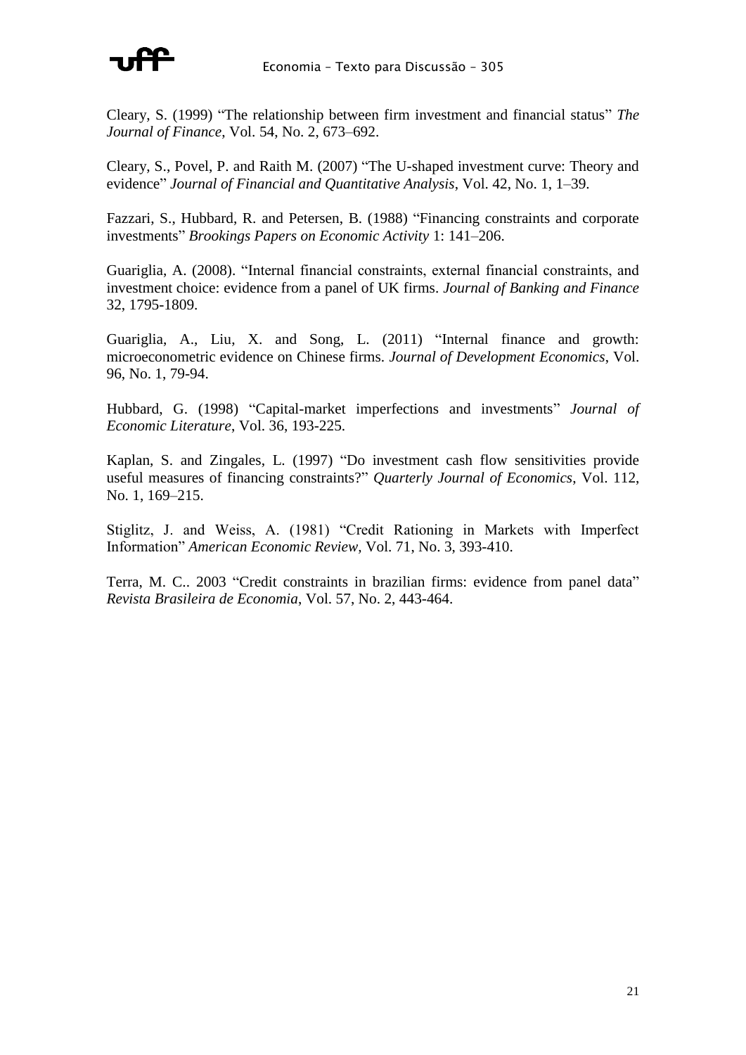Cleary, S. (1999) “The relationship between firm investment and financial status” *The Journal of Finance*, Vol. 54, No. 2, 673–692.

Cleary, S., Povel, P. and Raith M. (2007) “The U-shaped investment curve: Theory and evidence” *Journal of Financial and Quantitative Analysis*, Vol. 42, No. 1, 1–39.

Fazzari, S., Hubbard, R. and Petersen, B. (1988) “Financing constraints and corporate investments” *Brookings Papers on Economic Activity* 1: 141–206.

Guariglia, A. (2008). “Internal financial constraints, external financial constraints, and investment choice: evidence from a panel of UK firms. *Journal of Banking and Finance* 32, 1795-1809.

Guariglia, A., Liu, X. and Song, L. (2011) “Internal finance and growth: microeconometric evidence on Chinese firms. *Journal of Development Economics*, Vol. 96, No. 1, 79-94.

Hubbard, G. (1998) “Capital-market imperfections and investments” *Journal of Economic Literature*, Vol. 36, 193-225.

Kaplan, S. and Zingales, L. (1997) “Do investment cash flow sensitivities provide useful measures of financing constraints?” *Quarterly Journal of Economics*, Vol. 112, No. 1, 169–215.

Stiglitz, J. and Weiss, A. (1981) “Credit Rationing in Markets with Imperfect Information” *American Economic Review,* Vol. 71, No. 3, 393-410.

Terra, M. C.. 2003 “Credit constraints in brazilian firms: evidence from panel data” *Revista Brasileira de Economia*, Vol. 57, No. 2, 443-464.